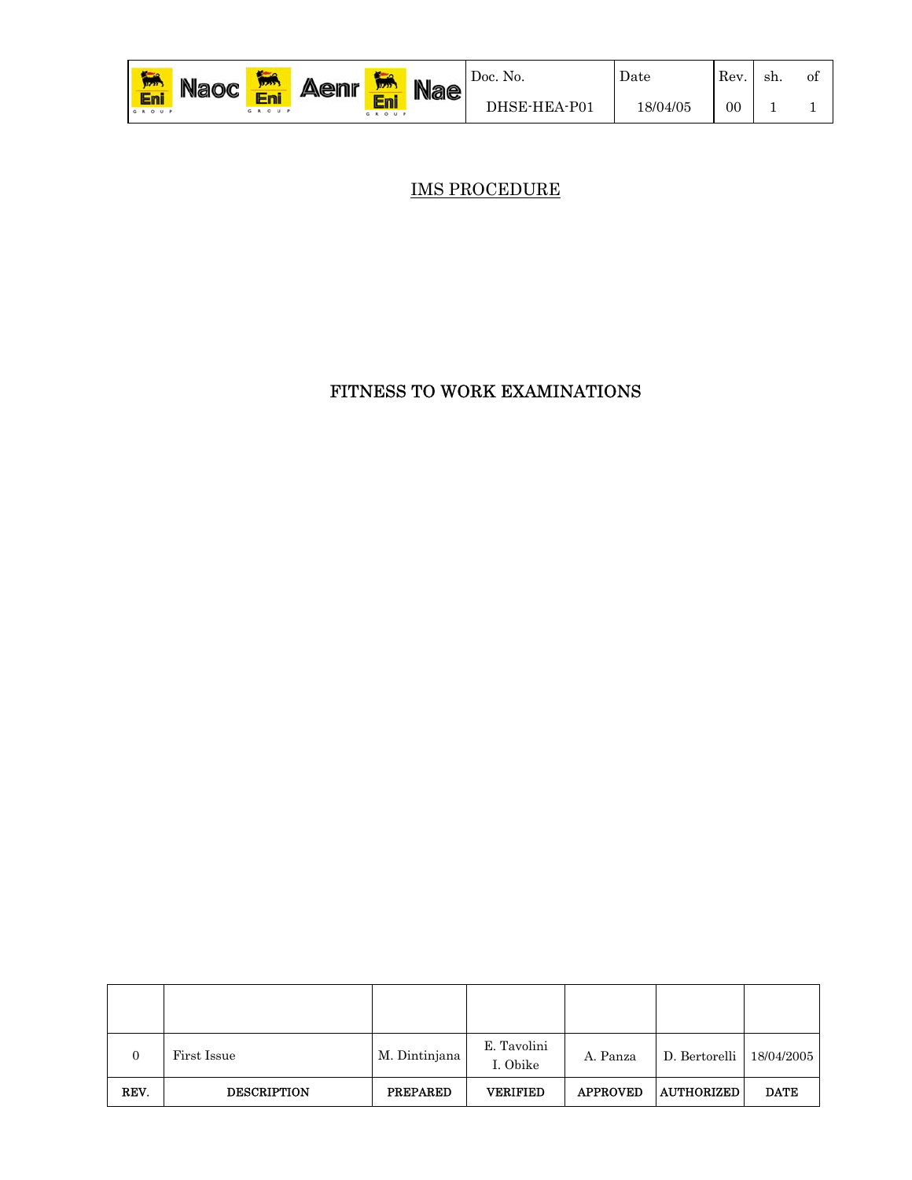| Naoc Aenr Nae | Doc. No. | Date | Rev. | sh. | of |
|---|---|---|---|---|---|
| | DHSE-HEA-P01 | 18/04/05 | 00 | 1 | 1 |

IMS PROCEDURE

# FITNESS TO WORK EXAMINATIONS

| REV. | DESCRIPTION | PREPARED | VERIFIED | APPROVED | AUTHORIZED | DATE |
|---|---|---|---|---|---|---|
| | | | | | | |
| 0 | First Issue | M. Dintinjana | E. Tavolini<br>I. Obike | A. Panza | D. Bertorelli | 18/04/2005 |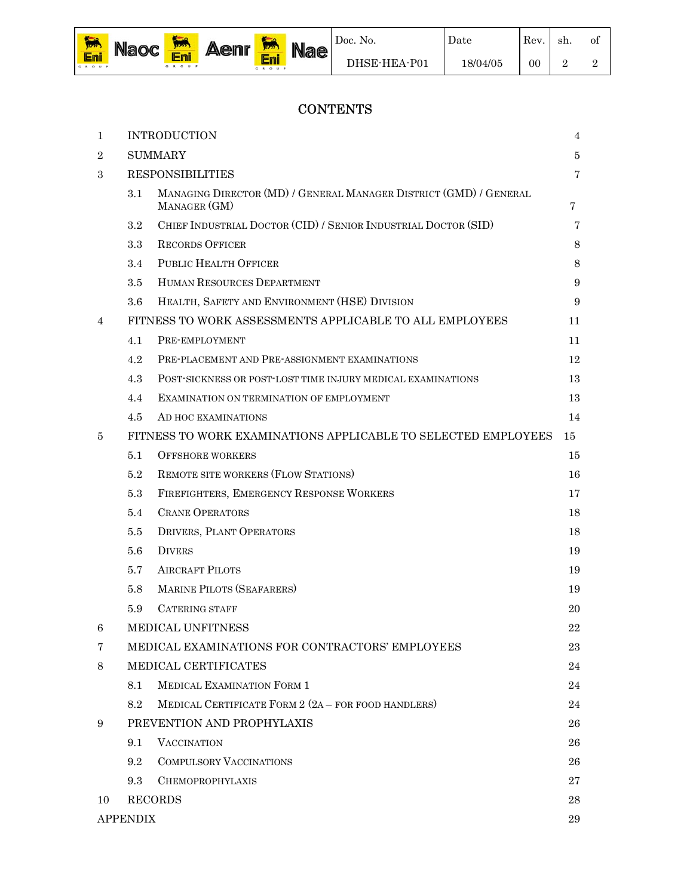# CONTENTS

| | | Page |
|---|---|---|
| 1 | INTRODUCTION | 4 |
| 2 | SUMMARY | 5 |
| 3 | RESPONSIBILITIES | 7 |
| 3.1 | MANAGING DIRECTOR (MD) / GENERAL MANAGER DISTRICT (GMD) / GENERAL MANAGER (GM) | 7 |
| 3.2 | CHIEF INDUSTRIAL DOCTOR (CID) / SENIOR INDUSTRIAL DOCTOR (SID) | 7 |
| 3.3 | RECORDS OFFICER | 8 |
| 3.4 | PUBLIC HEALTH OFFICER | 8 |
| 3.5 | HUMAN RESOURCES DEPARTMENT | 9 |
| 3.6 | HEALTH, SAFETY AND ENVIRONMENT (HSE) DIVISION | 9 |
| 4 | FITNESS TO WORK ASSESSMENTS APPLICABLE TO ALL EMPLOYEES | 11 |
| 4.1 | PRE-EMPLOYMENT | 11 |
| 4.2 | PRE-PLACEMENT AND PRE-ASSIGNMENT EXAMINATIONS | 12 |
| 4.3 | POST-SICKNESS OR POST-LOST TIME INJURY MEDICAL EXAMINATIONS | 13 |
| 4.4 | EXAMINATION ON TERMINATION OF EMPLOYMENT | 13 |
| 4.5 | AD HOC EXAMINATIONS | 14 |
| 5 | FITNESS TO WORK EXAMINATIONS APPLICABLE TO SELECTED EMPLOYEES | 15 |
| 5.1 | OFFSHORE WORKERS | 15 |
| 5.2 | REMOTE SITE WORKERS (FLOW STATIONS) | 16 |
| 5.3 | FIREFIGHTERS, EMERGENCY RESPONSE WORKERS | 17 |
| 5.4 | CRANE OPERATORS | 18 |
| 5.5 | DRIVERS, PLANT OPERATORS | 18 |
| 5.6 | DIVERS | 19 |
| 5.7 | AIRCRAFT PILOTS | 19 |
| 5.8 | MARINE PILOTS (SEAFARERS) | 19 |
| 5.9 | CATERING STAFF | 20 |
| 6 | MEDICAL UNFITNESS | 22 |
| 7 | MEDICAL EXAMINATIONS FOR CONTRACTORS' EMPLOYEES | 23 |
| 8 | MEDICAL CERTIFICATES | 24 |
| 8.1 | MEDICAL EXAMINATION FORM 1 | 24 |
| 8.2 | MEDICAL CERTIFICATE FORM 2 (2A – FOR FOOD HANDLERS) | 24 |
| 9 | PREVENTION AND PROPHYLAXIS | 26 |
| 9.1 | VACCINATION | 26 |
| 9.2 | COMPULSORY VACCINATIONS | 26 |
| 9.3 | CHEMOPROPHYLAXIS | 27 |
| 10 | RECORDS | 28 |
| | APPENDIX | 29 |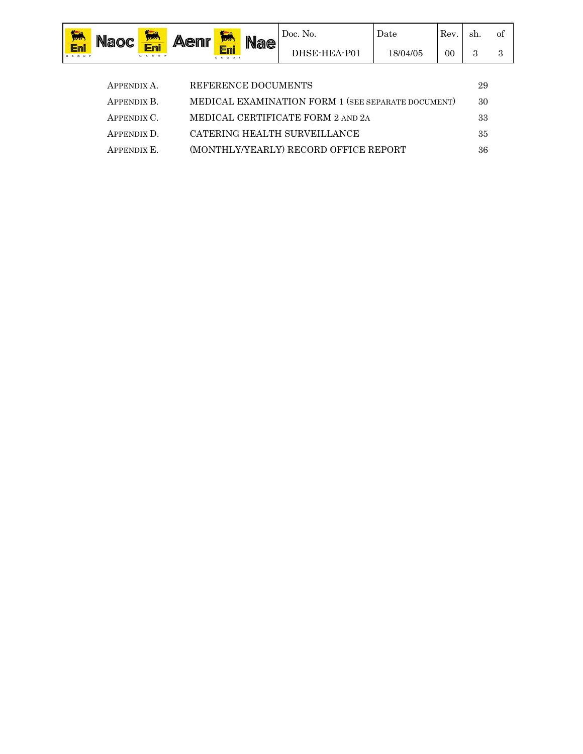| | | |
|---|---|---|
| APPENDIX A. | REFERENCE DOCUMENTS | 29 |
| APPENDIX B. | MEDICAL EXAMINATION FORM 1 (SEE SEPARATE DOCUMENT) | 30 |
| APPENDIX C. | MEDICAL CERTIFICATE FORM 2 AND 2A | 33 |
| APPENDIX D. | CATERING HEALTH SURVEILLANCE | 35 |
| APPENDIX E. | (MONTHLY/YEARLY) RECORD OFFICE REPORT | 36 |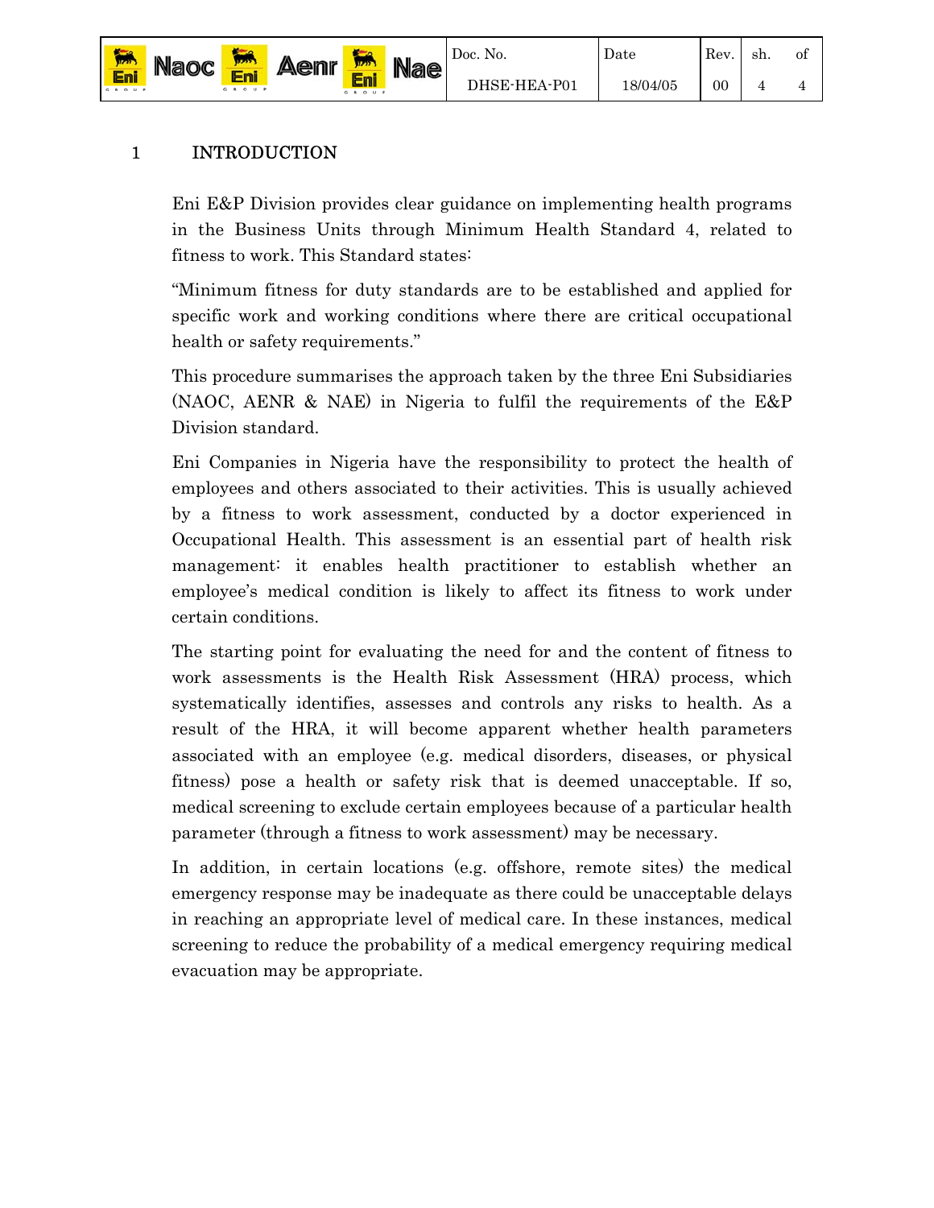# 1 INTRODUCTION

Eni E&P Division provides clear guidance on implementing health programs in the Business Units through Minimum Health Standard 4, related to fitness to work. This Standard states:

"Minimum fitness for duty standards are to be established and applied for specific work and working conditions where there are critical occupational health or safety requirements."

This procedure summarises the approach taken by the three Eni Subsidiaries (NAOC, AENR & NAE) in Nigeria to fulfil the requirements of the E&P Division standard.

Eni Companies in Nigeria have the responsibility to protect the health of employees and others associated to their activities. This is usually achieved by a fitness to work assessment, conducted by a doctor experienced in Occupational Health. This assessment is an essential part of health risk management: it enables health practitioner to establish whether an employee's medical condition is likely to affect its fitness to work under certain conditions.

The starting point for evaluating the need for and the content of fitness to work assessments is the Health Risk Assessment (HRA) process, which systematically identifies, assesses and controls any risks to health. As a result of the HRA, it will become apparent whether health parameters associated with an employee (e.g. medical disorders, diseases, or physical fitness) pose a health or safety risk that is deemed unacceptable. If so, medical screening to exclude certain employees because of a particular health parameter (through a fitness to work assessment) may be necessary.

In addition, in certain locations (e.g. offshore, remote sites) the medical emergency response may be inadequate as there could be unacceptable delays in reaching an appropriate level of medical care. In these instances, medical screening to reduce the probability of a medical emergency requiring medical evacuation may be appropriate.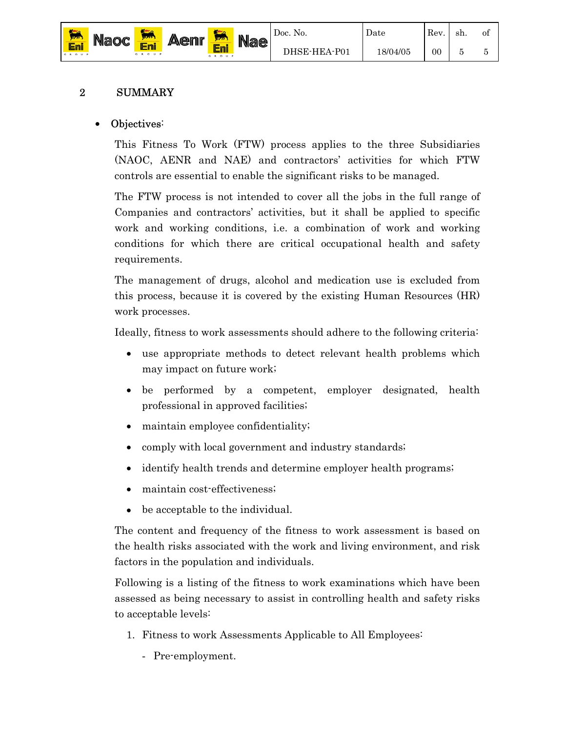## 2 SUMMARY

- Objectives:

This Fitness To Work (FTW) process applies to the three Subsidiaries (NAOC, AENR and NAE) and contractors' activities for which FTW controls are essential to enable the significant risks to be managed.

The FTW process is not intended to cover all the jobs in the full range of Companies and contractors' activities, but it shall be applied to specific work and working conditions, i.e. a combination of work and working conditions for which there are critical occupational health and safety requirements.

The management of drugs, alcohol and medication use is excluded from this process, because it is covered by the existing Human Resources (HR) work processes.

Ideally, fitness to work assessments should adhere to the following criteria:

- use appropriate methods to detect relevant health problems which may impact on future work;
- be performed by a competent, employer designated, health professional in approved facilities;
- maintain employee confidentiality;
- comply with local government and industry standards;
- identify health trends and determine employer health programs;
- maintain cost-effectiveness;
- be acceptable to the individual.

The content and frequency of the fitness to work assessment is based on the health risks associated with the work and living environment, and risk factors in the population and individuals.

Following is a listing of the fitness to work examinations which have been assessed as being necessary to assist in controlling health and safety risks to acceptable levels:

1. Fitness to work Assessments Applicable to All Employees:
   - Pre-employment.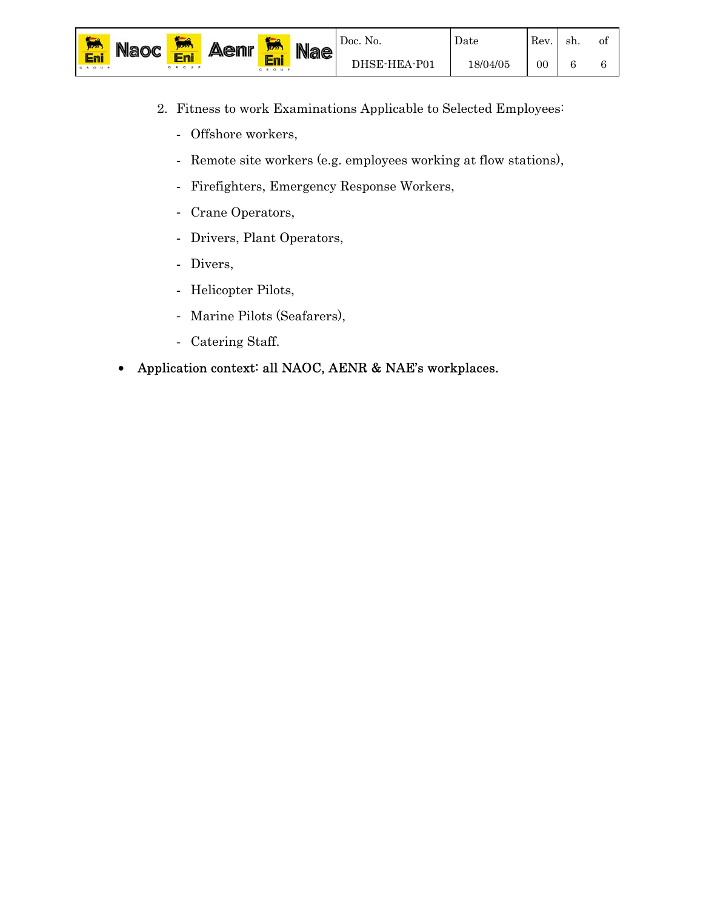2. Fitness to work Examinations Applicable to Selected Employees:
   - Offshore workers,
   - Remote site workers (e.g. employees working at flow stations),
   - Firefighters, Emergency Response Workers,
   - Crane Operators,
   - Drivers, Plant Operators,
   - Divers,
   - Helicopter Pilots,
   - Marine Pilots (Seafarers),
   - Catering Staff.

- Application context: all NAOC, AENR & NAE's workplaces.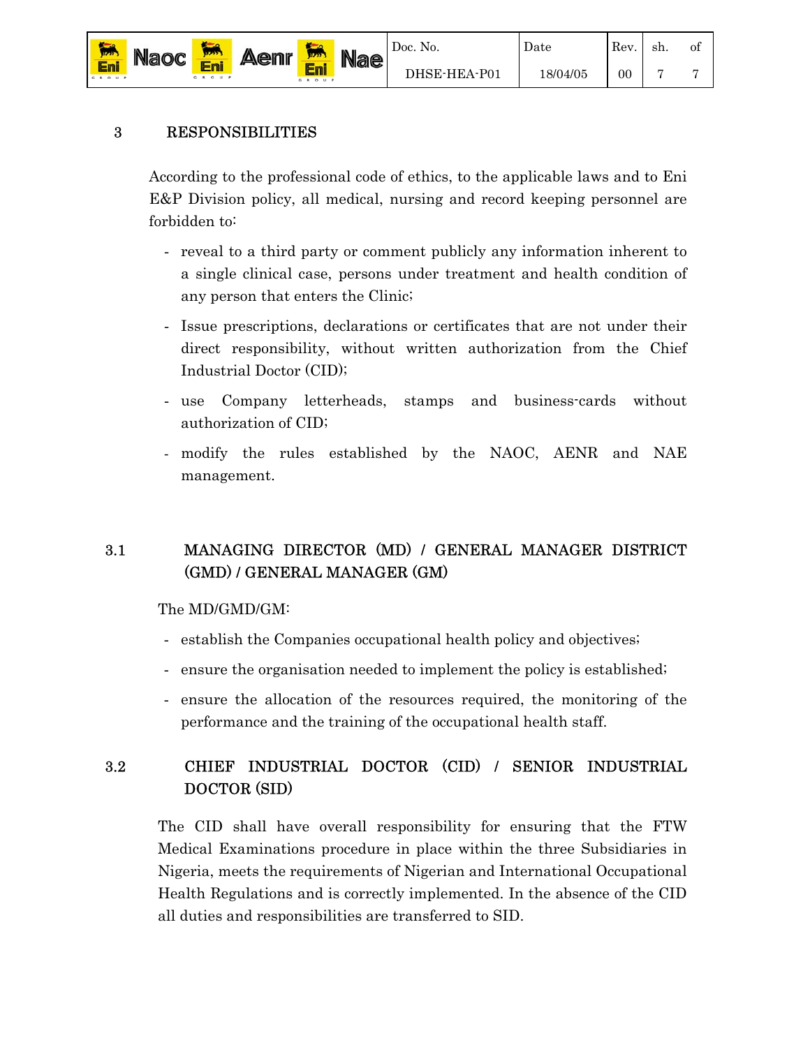## 3 RESPONSIBILITIES

According to the professional code of ethics, to the applicable laws and to Eni E&P Division policy, all medical, nursing and record keeping personnel are forbidden to:

- reveal to a third party or comment publicly any information inherent to a single clinical case, persons under treatment and health condition of any person that enters the Clinic;
- Issue prescriptions, declarations or certificates that are not under their direct responsibility, without written authorization from the Chief Industrial Doctor (CID);
- use Company letterheads, stamps and business-cards without authorization of CID;
- modify the rules established by the NAOC, AENR and NAE management.

### 3.1 MANAGING DIRECTOR (MD) / GENERAL MANAGER DISTRICT (GMD) / GENERAL MANAGER (GM)

The MD/GMD/GM:

- establish the Companies occupational health policy and objectives;
- ensure the organisation needed to implement the policy is established;
- ensure the allocation of the resources required, the monitoring of the performance and the training of the occupational health staff.

### 3.2 CHIEF INDUSTRIAL DOCTOR (CID) / SENIOR INDUSTRIAL DOCTOR (SID)

The CID shall have overall responsibility for ensuring that the FTW Medical Examinations procedure in place within the three Subsidiaries in Nigeria, meets the requirements of Nigerian and International Occupational Health Regulations and is correctly implemented. In the absence of the CID all duties and responsibilities are transferred to SID.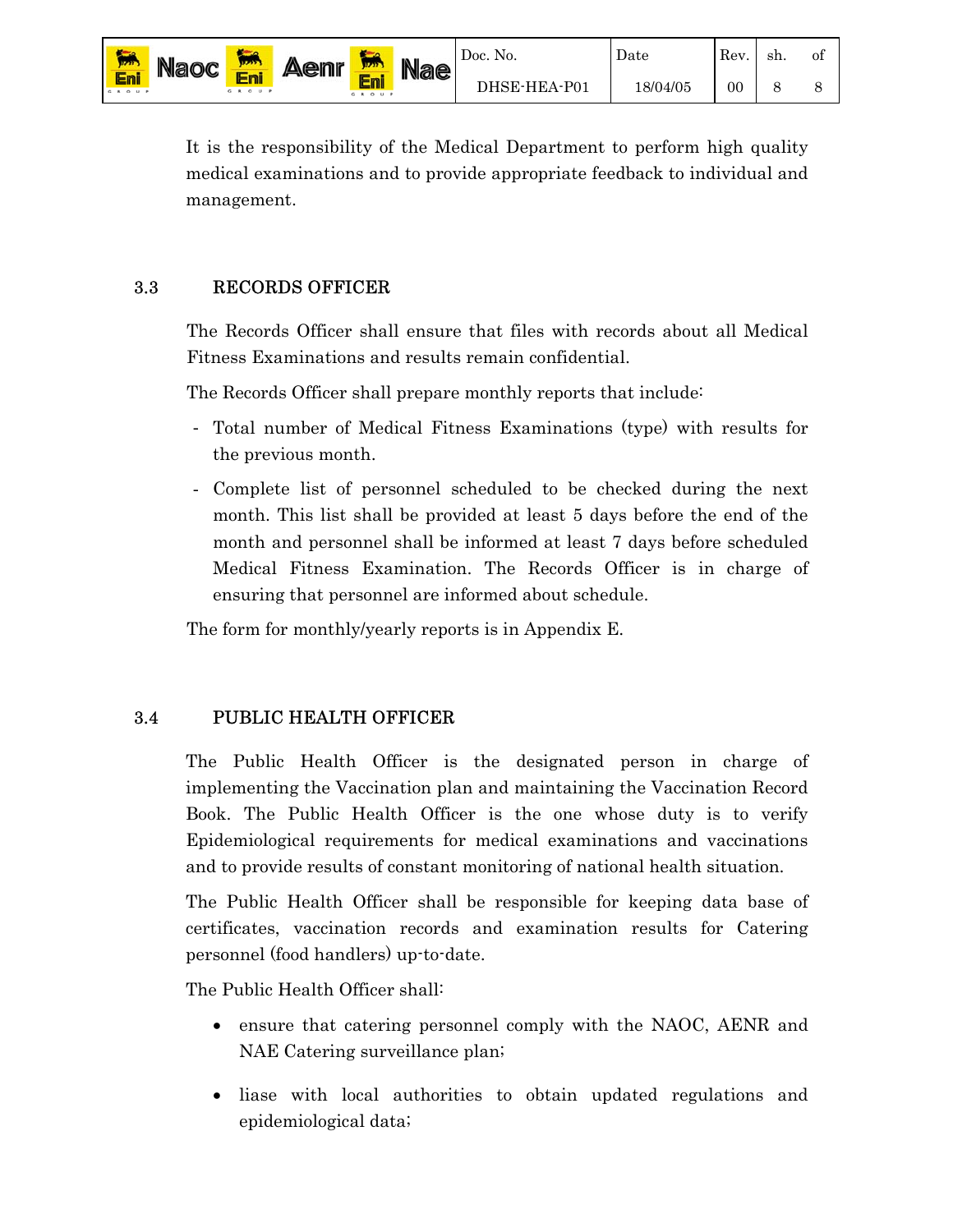It is the responsibility of the Medical Department to perform high quality medical examinations and to provide appropriate feedback to individual and management.

### 3.3 RECORDS OFFICER

The Records Officer shall ensure that files with records about all Medical Fitness Examinations and results remain confidential.

The Records Officer shall prepare monthly reports that include:

- Total number of Medical Fitness Examinations (type) with results for the previous month.
- Complete list of personnel scheduled to be checked during the next month. This list shall be provided at least 5 days before the end of the month and personnel shall be informed at least 7 days before scheduled Medical Fitness Examination. The Records Officer is in charge of ensuring that personnel are informed about schedule.

The form for monthly/yearly reports is in Appendix E.

### 3.4 PUBLIC HEALTH OFFICER

The Public Health Officer is the designated person in charge of implementing the Vaccination plan and maintaining the Vaccination Record Book. The Public Health Officer is the one whose duty is to verify Epidemiological requirements for medical examinations and vaccinations and to provide results of constant monitoring of national health situation.

The Public Health Officer shall be responsible for keeping data base of certificates, vaccination records and examination results for Catering personnel (food handlers) up-to-date.

The Public Health Officer shall:

- ensure that catering personnel comply with the NAOC, AENR and NAE Catering surveillance plan;
- liase with local authorities to obtain updated regulations and epidemiological data;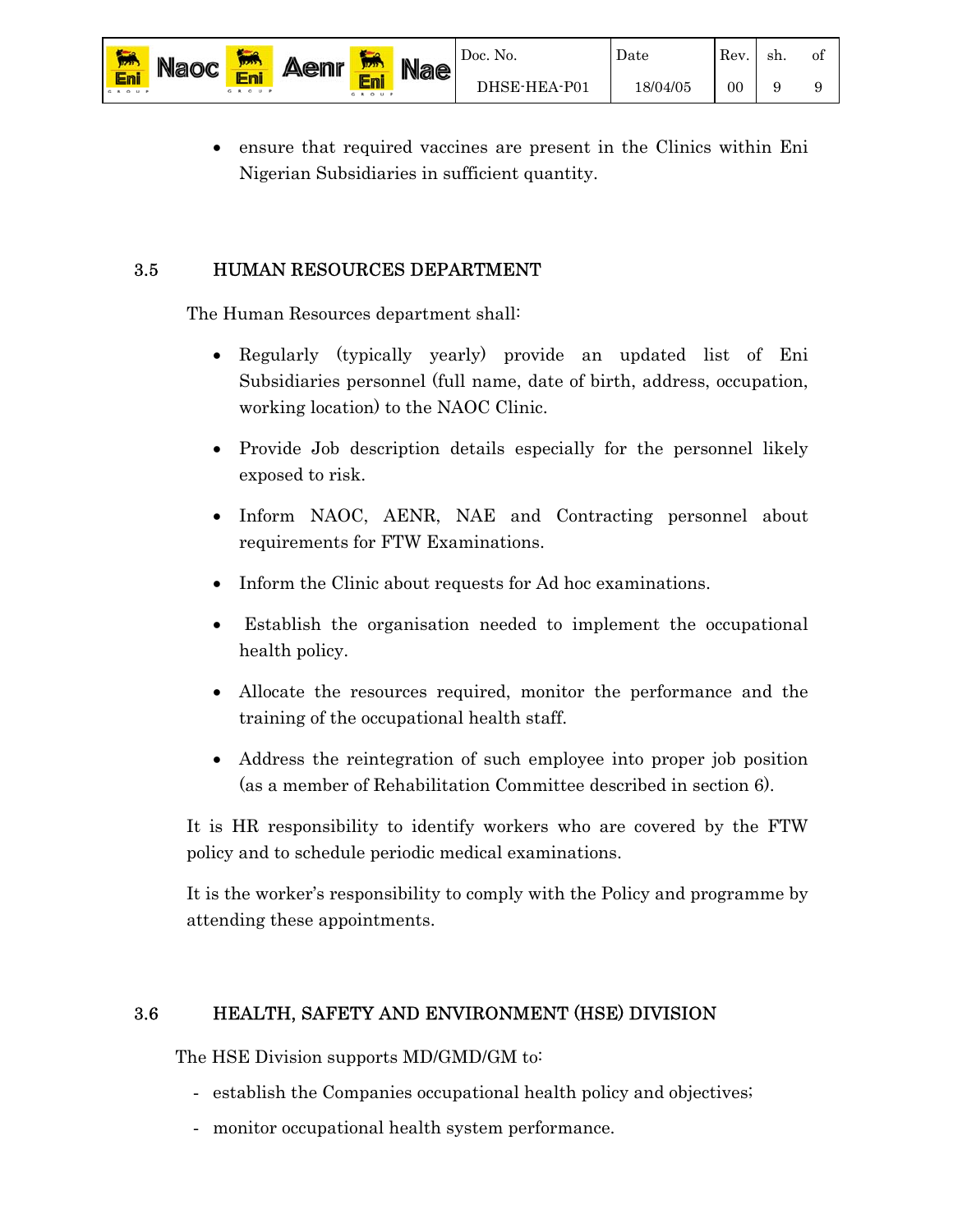- ensure that required vaccines are present in the Clinics within Eni Nigerian Subsidiaries in sufficient quantity.

## 3.5 HUMAN RESOURCES DEPARTMENT

The Human Resources department shall:

- Regularly (typically yearly) provide an updated list of Eni Subsidiaries personnel (full name, date of birth, address, occupation, working location) to the NAOC Clinic.
- Provide Job description details especially for the personnel likely exposed to risk.
- Inform NAOC, AENR, NAE and Contracting personnel about requirements for FTW Examinations.
- Inform the Clinic about requests for Ad hoc examinations.
- Establish the organisation needed to implement the occupational health policy.
- Allocate the resources required, monitor the performance and the training of the occupational health staff.
- Address the reintegration of such employee into proper job position (as a member of Rehabilitation Committee described in section 6).

It is HR responsibility to identify workers who are covered by the FTW policy and to schedule periodic medical examinations.

It is the worker's responsibility to comply with the Policy and programme by attending these appointments.

## 3.6 HEALTH, SAFETY AND ENVIRONMENT (HSE) DIVISION

The HSE Division supports MD/GMD/GM to:

- establish the Companies occupational health policy and objectives;
- monitor occupational health system performance.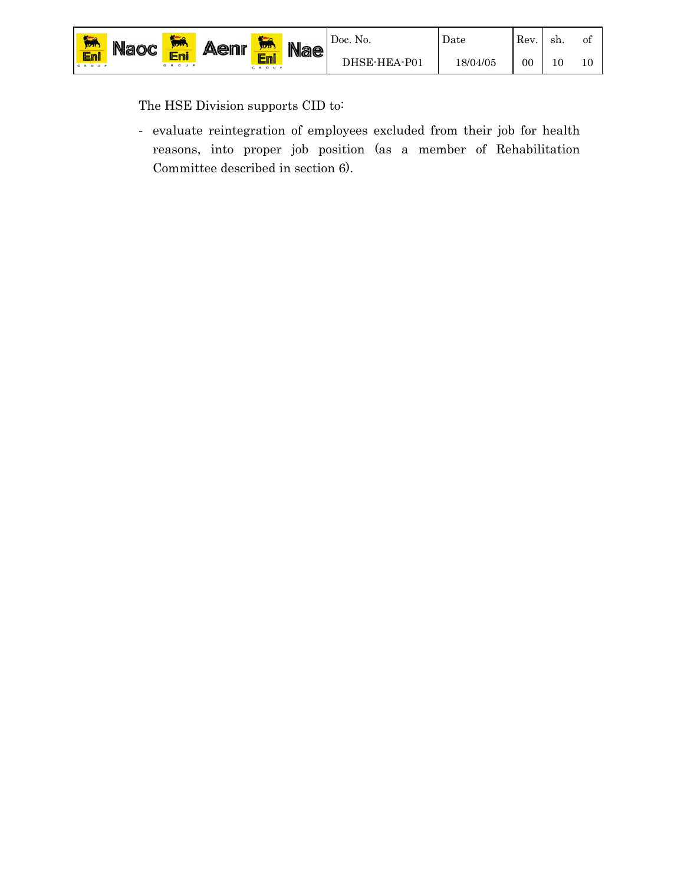The HSE Division supports CID to:

- evaluate reintegration of employees excluded from their job for health reasons, into proper job position (as a member of Rehabilitation Committee described in section 6).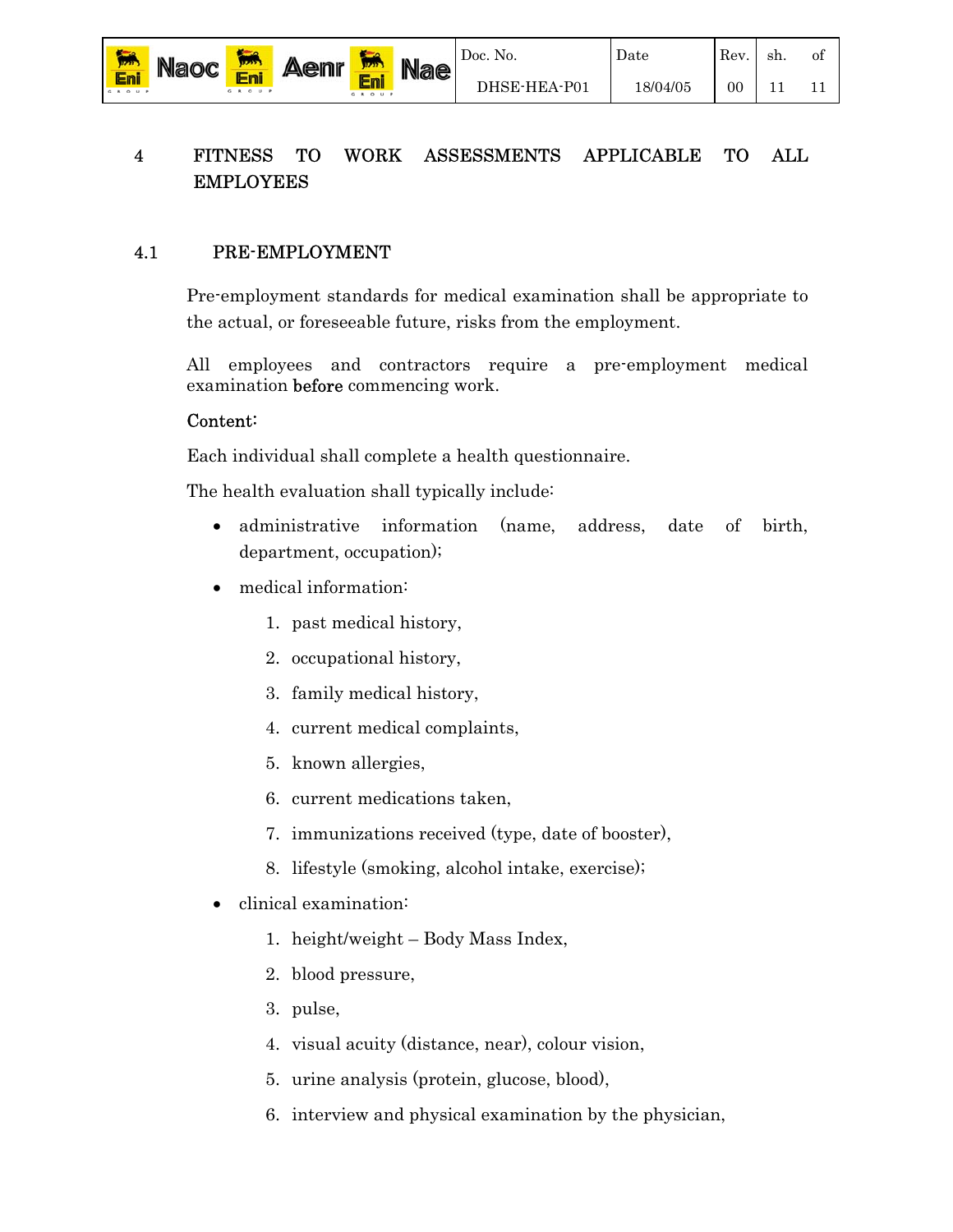## 4 FITNESS TO WORK ASSESSMENTS APPLICABLE TO ALL EMPLOYEES

### 4.1 PRE-EMPLOYMENT

Pre-employment standards for medical examination shall be appropriate to the actual, or foreseeable future, risks from the employment.

All employees and contractors require a pre-employment medical examination **before** commencing work.

Content:

Each individual shall complete a health questionnaire.

The health evaluation shall typically include:

- administrative information (name, address, date of birth, department, occupation);
- medical information:
  1. past medical history,
  2. occupational history,
  3. family medical history,
  4. current medical complaints,
  5. known allergies,
  6. current medications taken,
  7. immunizations received (type, date of booster),
  8. lifestyle (smoking, alcohol intake, exercise);
- clinical examination:
  1. height/weight – Body Mass Index,
  2. blood pressure,
  3. pulse,
  4. visual acuity (distance, near), colour vision,
  5. urine analysis (protein, glucose, blood),
  6. interview and physical examination by the physician,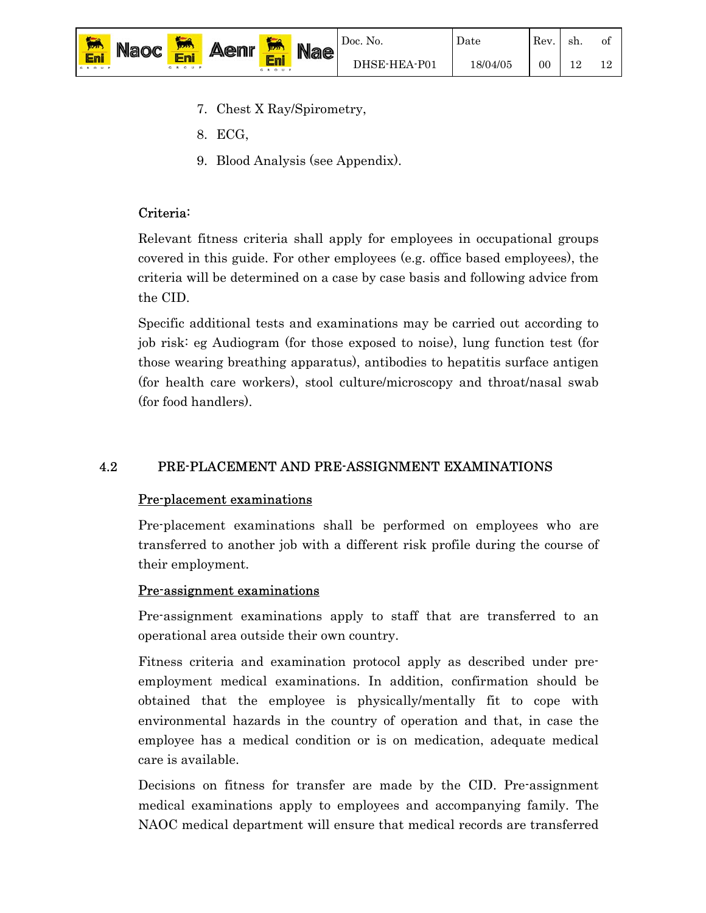7. Chest X Ray/Spirometry,
8. ECG,
9. Blood Analysis (see Appendix).

Criteria:

Relevant fitness criteria shall apply for employees in occupational groups covered in this guide. For other employees (e.g. office based employees), the criteria will be determined on a case by case basis and following advice from the CID.

Specific additional tests and examinations may be carried out according to job risk: eg Audiogram (for those exposed to noise), lung function test (for those wearing breathing apparatus), antibodies to hepatitis surface antigen (for health care workers), stool culture/microscopy and throat/nasal swab (for food handlers).

## 4.2 PRE-PLACEMENT AND PRE-ASSIGNMENT EXAMINATIONS

Pre-placement examinations

Pre-placement examinations shall be performed on employees who are transferred to another job with a different risk profile during the course of their employment.

Pre-assignment examinations

Pre-assignment examinations apply to staff that are transferred to an operational area outside their own country.

Fitness criteria and examination protocol apply as described under pre-employment medical examinations. In addition, confirmation should be obtained that the employee is physically/mentally fit to cope with environmental hazards in the country of operation and that, in case the employee has a medical condition or is on medication, adequate medical care is available.

Decisions on fitness for transfer are made by the CID. Pre-assignment medical examinations apply to employees and accompanying family. The NAOC medical department will ensure that medical records are transferred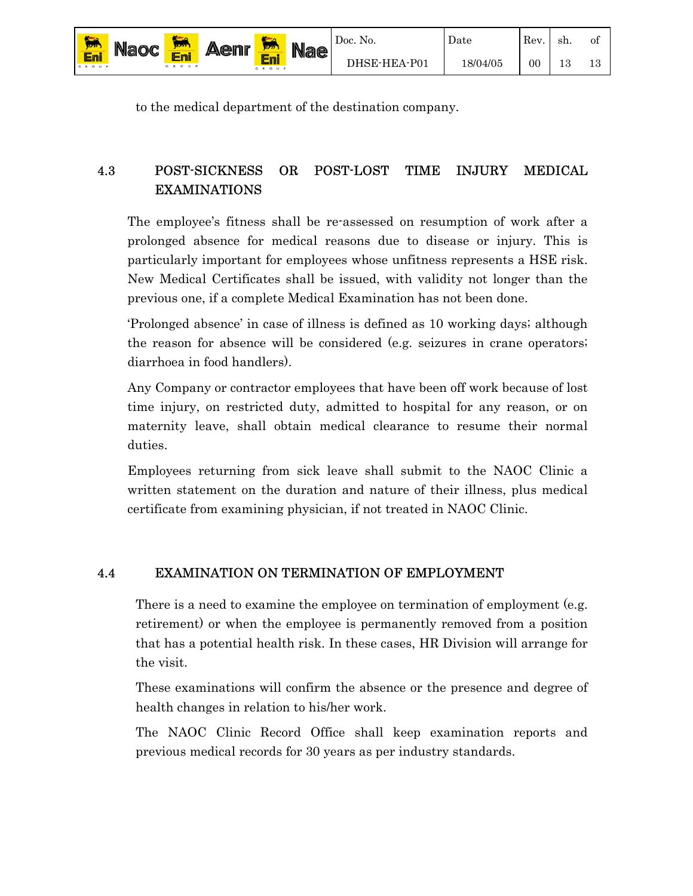to the medical department of the destination company.

## 4.3 POST-SICKNESS OR POST-LOST TIME INJURY MEDICAL EXAMINATIONS

The employee's fitness shall be re-assessed on resumption of work after a prolonged absence for medical reasons due to disease or injury. This is particularly important for employees whose unfitness represents a HSE risk. New Medical Certificates shall be issued, with validity not longer than the previous one, if a complete Medical Examination has not been done.

'Prolonged absence' in case of illness is defined as 10 working days; although the reason for absence will be considered (e.g. seizures in crane operators; diarrhoea in food handlers).

Any Company or contractor employees that have been off work because of lost time injury, on restricted duty, admitted to hospital for any reason, or on maternity leave, shall obtain medical clearance to resume their normal duties.

Employees returning from sick leave shall submit to the NAOC Clinic a written statement on the duration and nature of their illness, plus medical certificate from examining physician, if not treated in NAOC Clinic.

## 4.4 EXAMINATION ON TERMINATION OF EMPLOYMENT

There is a need to examine the employee on termination of employment (e.g. retirement) or when the employee is permanently removed from a position that has a potential health risk. In these cases, HR Division will arrange for the visit.

These examinations will confirm the absence or the presence and degree of health changes in relation to his/her work.

The NAOC Clinic Record Office shall keep examination reports and previous medical records for 30 years as per industry standards.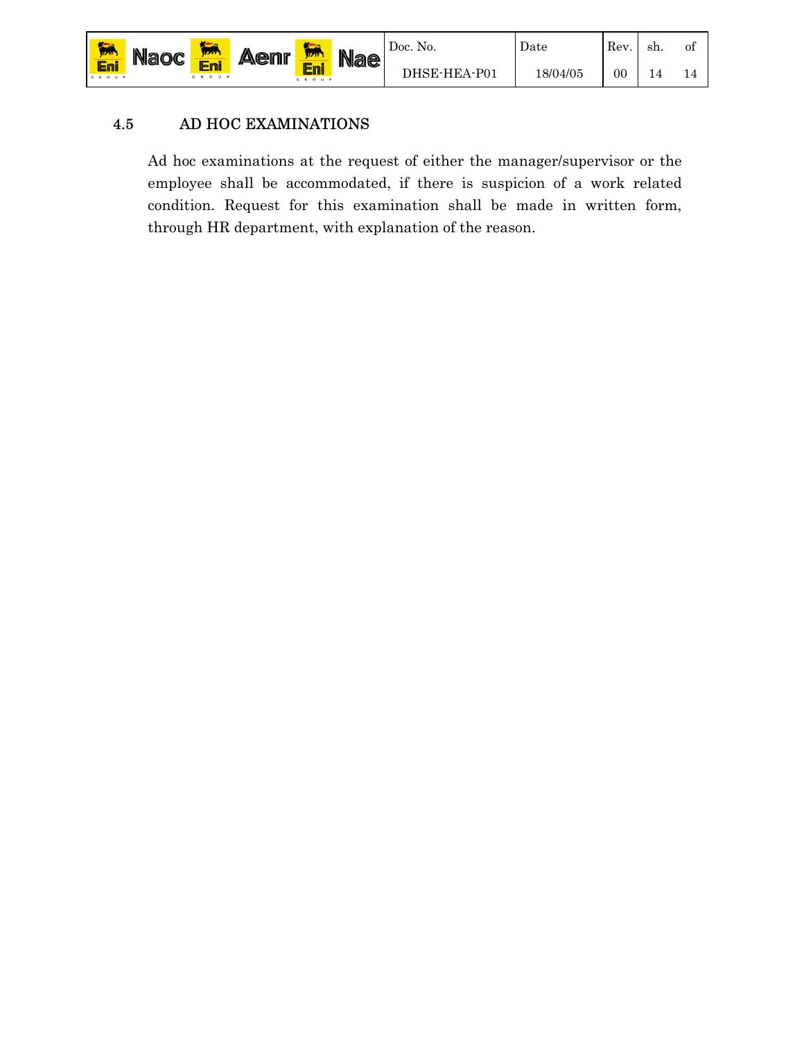## 4.5 AD HOC EXAMINATIONS

Ad hoc examinations at the request of either the manager/supervisor or the employee shall be accommodated, if there is suspicion of a work related condition. Request for this examination shall be made in written form, through HR department, with explanation of the reason.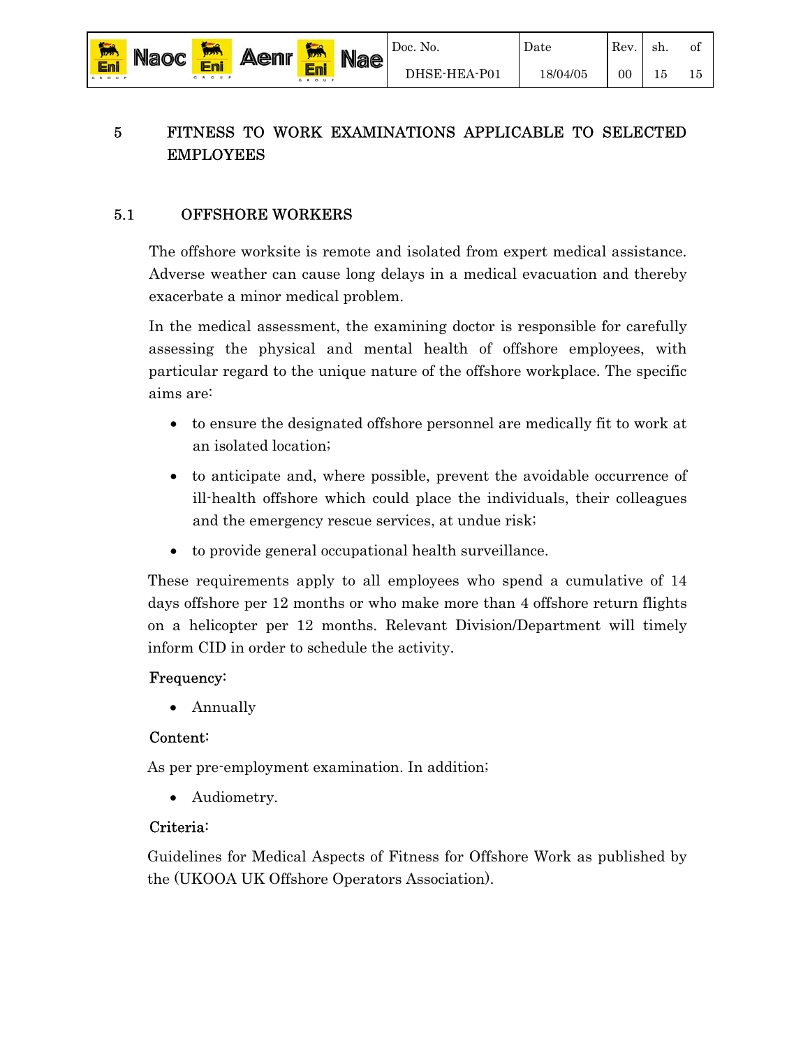## 5 FITNESS TO WORK EXAMINATIONS APPLICABLE TO SELECTED EMPLOYEES

### 5.1 OFFSHORE WORKERS

The offshore worksite is remote and isolated from expert medical assistance. Adverse weather can cause long delays in a medical evacuation and thereby exacerbate a minor medical problem.

In the medical assessment, the examining doctor is responsible for carefully assessing the physical and mental health of offshore employees, with particular regard to the unique nature of the offshore workplace. The specific aims are:

- to ensure the designated offshore personnel are medically fit to work at an isolated location;
- to anticipate and, where possible, prevent the avoidable occurrence of ill-health offshore which could place the individuals, their colleagues and the emergency rescue services, at undue risk;
- to provide general occupational health surveillance.

These requirements apply to all employees who spend a cumulative of 14 days offshore per 12 months or who make more than 4 offshore return flights on a helicopter per 12 months. Relevant Division/Department will timely inform CID in order to schedule the activity.

Frequency:

- Annually

Content:

As per pre-employment examination. In addition;

- Audiometry.

Criteria:

Guidelines for Medical Aspects of Fitness for Offshore Work as published by the (UKOOA UK Offshore Operators Association).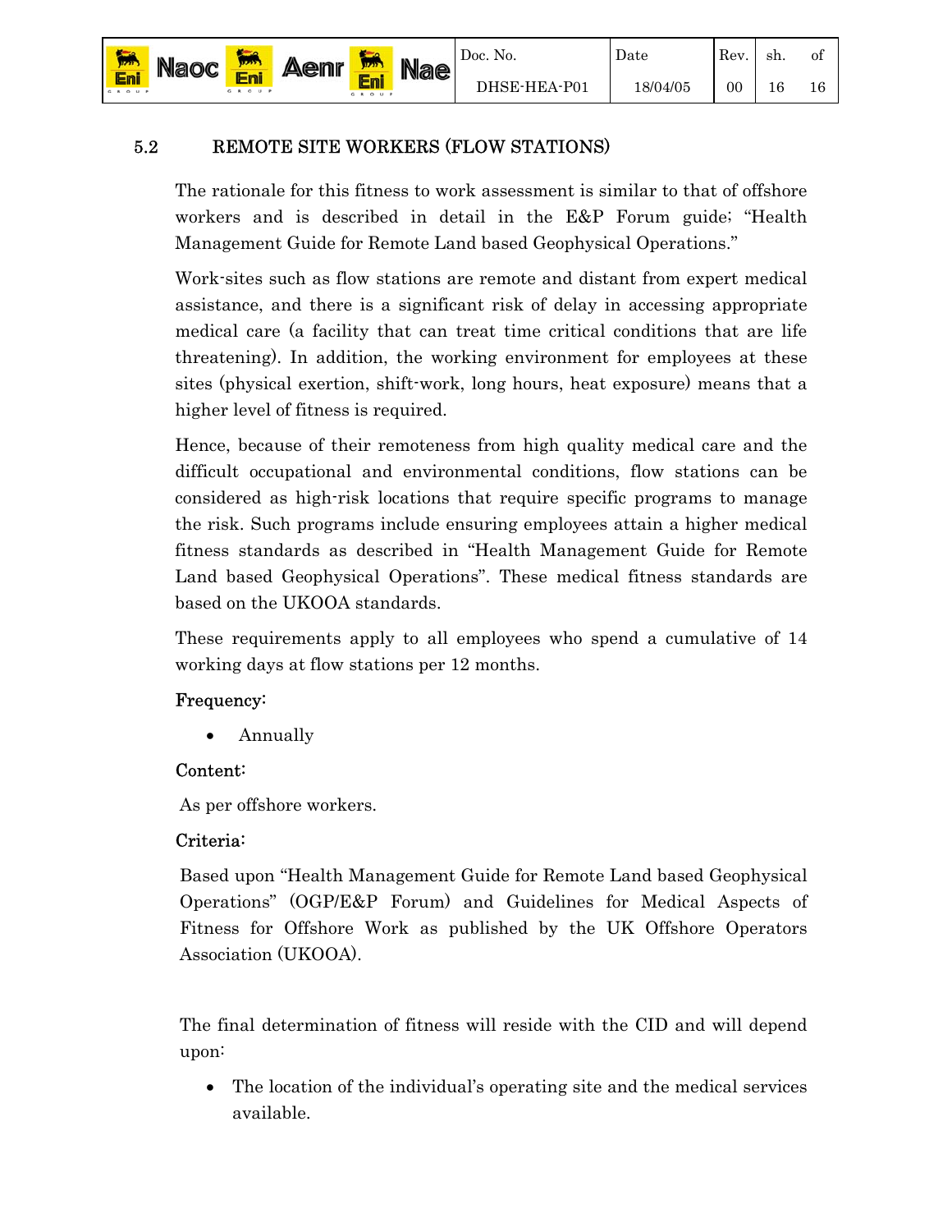## 5.2 REMOTE SITE WORKERS (FLOW STATIONS)

The rationale for this fitness to work assessment is similar to that of offshore workers and is described in detail in the E&P Forum guide; "Health Management Guide for Remote Land based Geophysical Operations."

Work-sites such as flow stations are remote and distant from expert medical assistance, and there is a significant risk of delay in accessing appropriate medical care (a facility that can treat time critical conditions that are life threatening). In addition, the working environment for employees at these sites (physical exertion, shift-work, long hours, heat exposure) means that a higher level of fitness is required.

Hence, because of their remoteness from high quality medical care and the difficult occupational and environmental conditions, flow stations can be considered as high-risk locations that require specific programs to manage the risk. Such programs include ensuring employees attain a higher medical fitness standards as described in "Health Management Guide for Remote Land based Geophysical Operations". These medical fitness standards are based on the UKOOA standards.

These requirements apply to all employees who spend a cumulative of 14 working days at flow stations per 12 months.

Frequency:

- Annually

Content:

As per offshore workers.

Criteria:

Based upon "Health Management Guide for Remote Land based Geophysical Operations" (OGP/E&P Forum) and Guidelines for Medical Aspects of Fitness for Offshore Work as published by the UK Offshore Operators Association (UKOOA).

The final determination of fitness will reside with the CID and will depend upon:

- The location of the individual's operating site and the medical services available.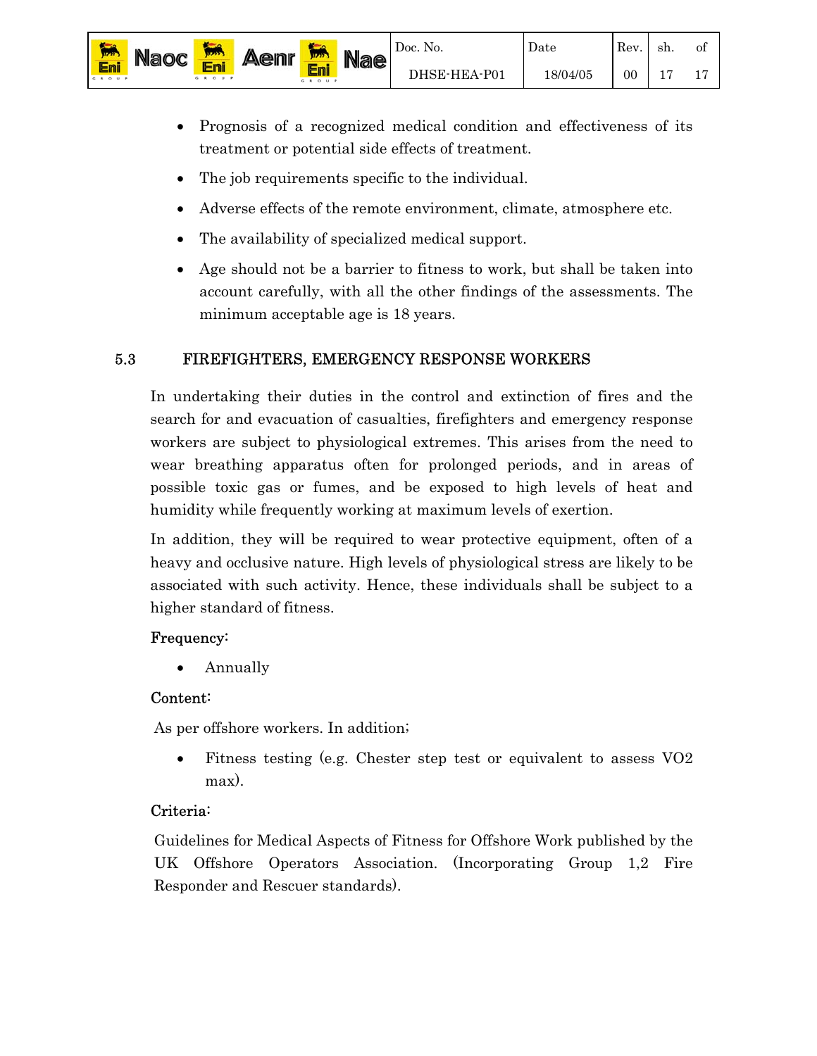- Prognosis of a recognized medical condition and effectiveness of its treatment or potential side effects of treatment.
- The job requirements specific to the individual.
- Adverse effects of the remote environment, climate, atmosphere etc.
- The availability of specialized medical support.
- Age should not be a barrier to fitness to work, but shall be taken into account carefully, with all the other findings of the assessments. The minimum acceptable age is 18 years.

## 5.3 FIREFIGHTERS, EMERGENCY RESPONSE WORKERS

In undertaking their duties in the control and extinction of fires and the search for and evacuation of casualties, firefighters and emergency response workers are subject to physiological extremes. This arises from the need to wear breathing apparatus often for prolonged periods, and in areas of possible toxic gas or fumes, and be exposed to high levels of heat and humidity while frequently working at maximum levels of exertion.

In addition, they will be required to wear protective equipment, often of a heavy and occlusive nature. High levels of physiological stress are likely to be associated with such activity. Hence, these individuals shall be subject to a higher standard of fitness.

Frequency:

- Annually

Content:

As per offshore workers. In addition;

- Fitness testing (e.g. Chester step test or equivalent to assess VO2 max).

Criteria:

Guidelines for Medical Aspects of Fitness for Offshore Work published by the UK Offshore Operators Association. (Incorporating Group 1,2 Fire Responder and Rescuer standards).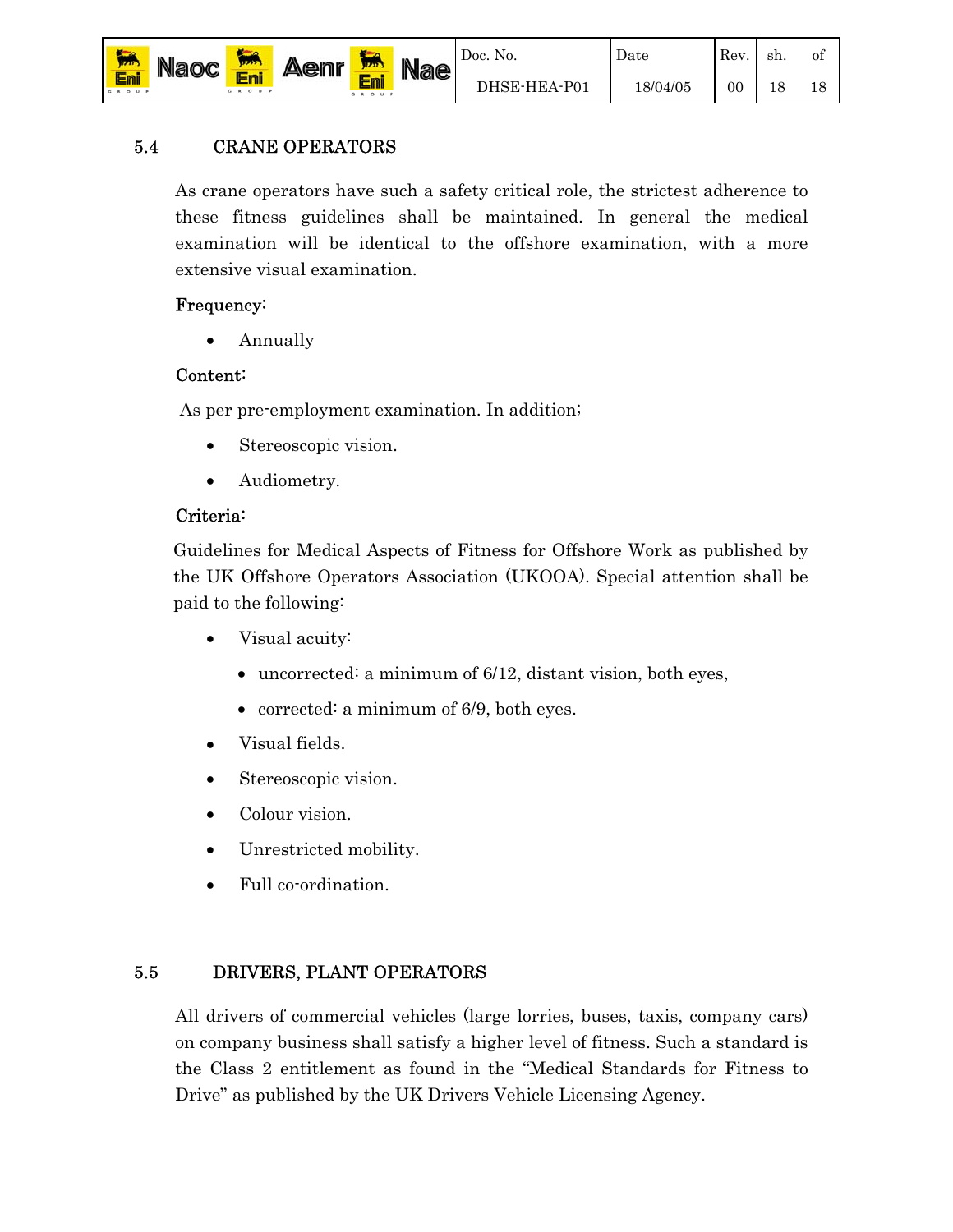## 5.4 CRANE OPERATORS

As crane operators have such a safety critical role, the strictest adherence to these fitness guidelines shall be maintained. In general the medical examination will be identical to the offshore examination, with a more extensive visual examination.

Frequency:

- Annually

Content:

As per pre-employment examination. In addition;

- Stereoscopic vision.
- Audiometry.

Criteria:

Guidelines for Medical Aspects of Fitness for Offshore Work as published by the UK Offshore Operators Association (UKOOA). Special attention shall be paid to the following:

- Visual acuity:
  - uncorrected: a minimum of 6/12, distant vision, both eyes,
  - corrected: a minimum of 6/9, both eyes.
- Visual fields.
- Stereoscopic vision.
- Colour vision.
- Unrestricted mobility.
- Full co-ordination.

## 5.5 DRIVERS, PLANT OPERATORS

All drivers of commercial vehicles (large lorries, buses, taxis, company cars) on company business shall satisfy a higher level of fitness. Such a standard is the Class 2 entitlement as found in the "Medical Standards for Fitness to Drive" as published by the UK Drivers Vehicle Licensing Agency.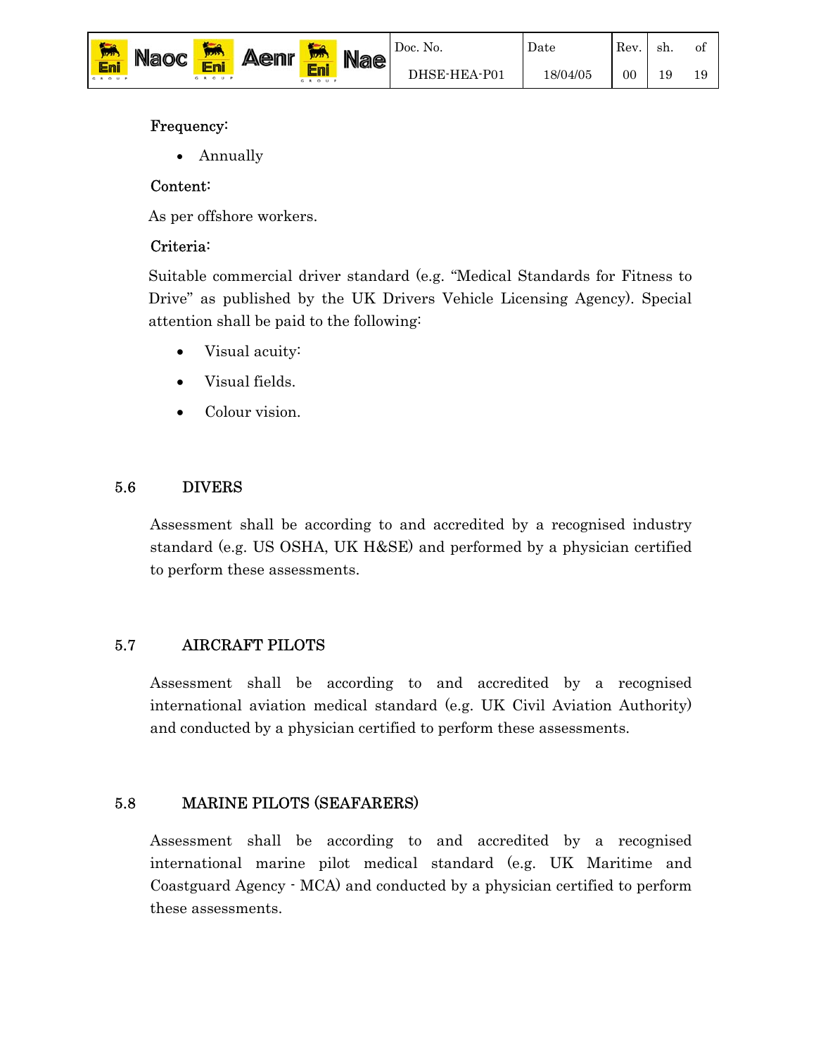**Frequency:**

- Annually

**Content:**

As per offshore workers.

**Criteria:**

Suitable commercial driver standard (e.g. "Medical Standards for Fitness to Drive" as published by the UK Drivers Vehicle Licensing Agency). Special attention shall be paid to the following:

- Visual acuity:
- Visual fields.
- Colour vision.

## 5.6 DIVERS

Assessment shall be according to and accredited by a recognised industry standard (e.g. US OSHA, UK H&SE) and performed by a physician certified to perform these assessments.

## 5.7 AIRCRAFT PILOTS

Assessment shall be according to and accredited by a recognised international aviation medical standard (e.g. UK Civil Aviation Authority) and conducted by a physician certified to perform these assessments.

## 5.8 MARINE PILOTS (SEAFARERS)

Assessment shall be according to and accredited by a recognised international marine pilot medical standard (e.g. UK Maritime and Coastguard Agency - MCA) and conducted by a physician certified to perform these assessments.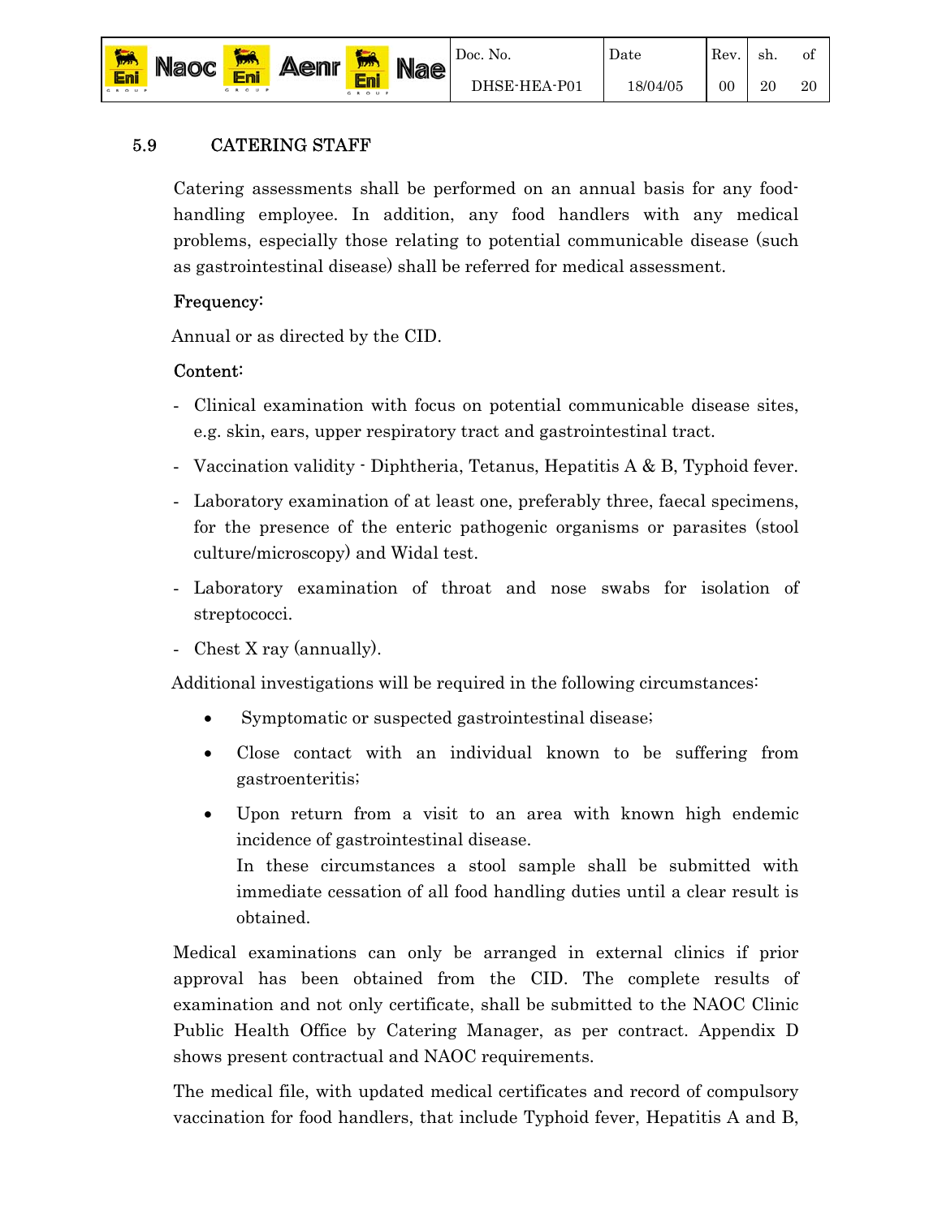### 5.9 CATERING STAFF

Catering assessments shall be performed on an annual basis for any food-handling employee. In addition, any food handlers with any medical problems, especially those relating to potential communicable disease (such as gastrointestinal disease) shall be referred for medical assessment.

Frequency:

Annual or as directed by the CID.

Content:

- Clinical examination with focus on potential communicable disease sites, e.g. skin, ears, upper respiratory tract and gastrointestinal tract.
- Vaccination validity - Diphtheria, Tetanus, Hepatitis A & B, Typhoid fever.
- Laboratory examination of at least one, preferably three, faecal specimens, for the presence of the enteric pathogenic organisms or parasites (stool culture/microscopy) and Widal test.
- Laboratory examination of throat and nose swabs for isolation of streptococci.
- Chest X ray (annually).

Additional investigations will be required in the following circumstances:

- Symptomatic or suspected gastrointestinal disease;
- Close contact with an individual known to be suffering from gastroenteritis;
- Upon return from a visit to an area with known high endemic incidence of gastrointestinal disease.
  In these circumstances a stool sample shall be submitted with immediate cessation of all food handling duties until a clear result is obtained.

Medical examinations can only be arranged in external clinics if prior approval has been obtained from the CID. The complete results of examination and not only certificate, shall be submitted to the NAOC Clinic Public Health Office by Catering Manager, as per contract. Appendix D shows present contractual and NAOC requirements.

The medical file, with updated medical certificates and record of compulsory vaccination for food handlers, that include Typhoid fever, Hepatitis A and B,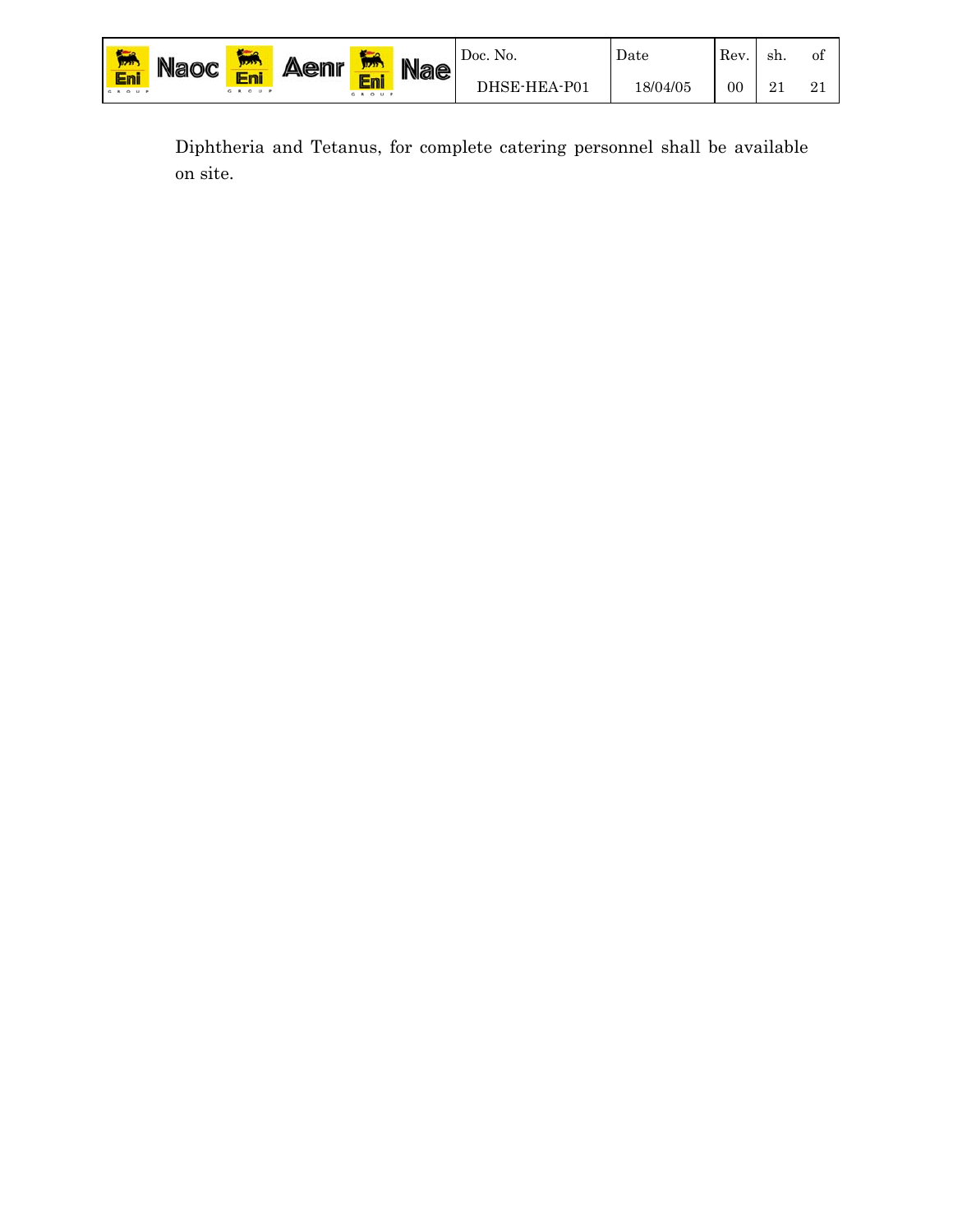Diphtheria and Tetanus, for complete catering personnel shall be available on site.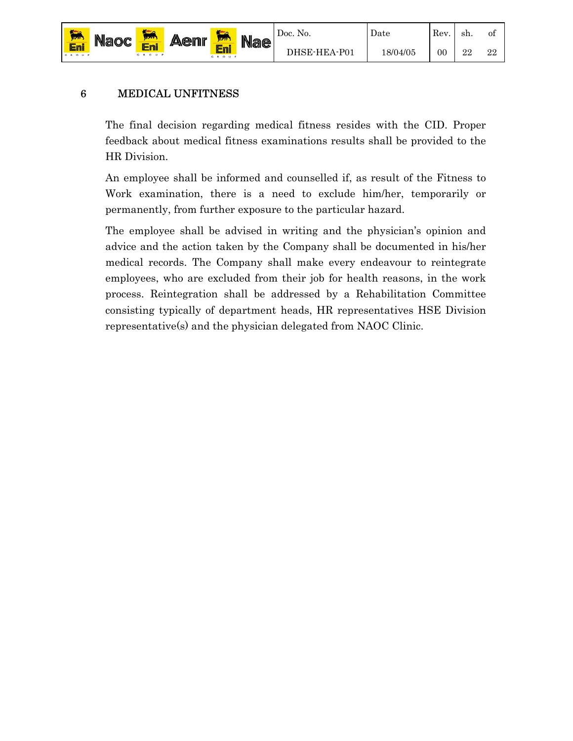## 6 MEDICAL UNFITNESS

The final decision regarding medical fitness resides with the CID. Proper feedback about medical fitness examinations results shall be provided to the HR Division.

An employee shall be informed and counselled if, as result of the Fitness to Work examination, there is a need to exclude him/her, temporarily or permanently, from further exposure to the particular hazard.

The employee shall be advised in writing and the physician's opinion and advice and the action taken by the Company shall be documented in his/her medical records. The Company shall make every endeavour to reintegrate employees, who are excluded from their job for health reasons, in the work process. Reintegration shall be addressed by a Rehabilitation Committee consisting typically of department heads, HR representatives HSE Division representative(s) and the physician delegated from NAOC Clinic.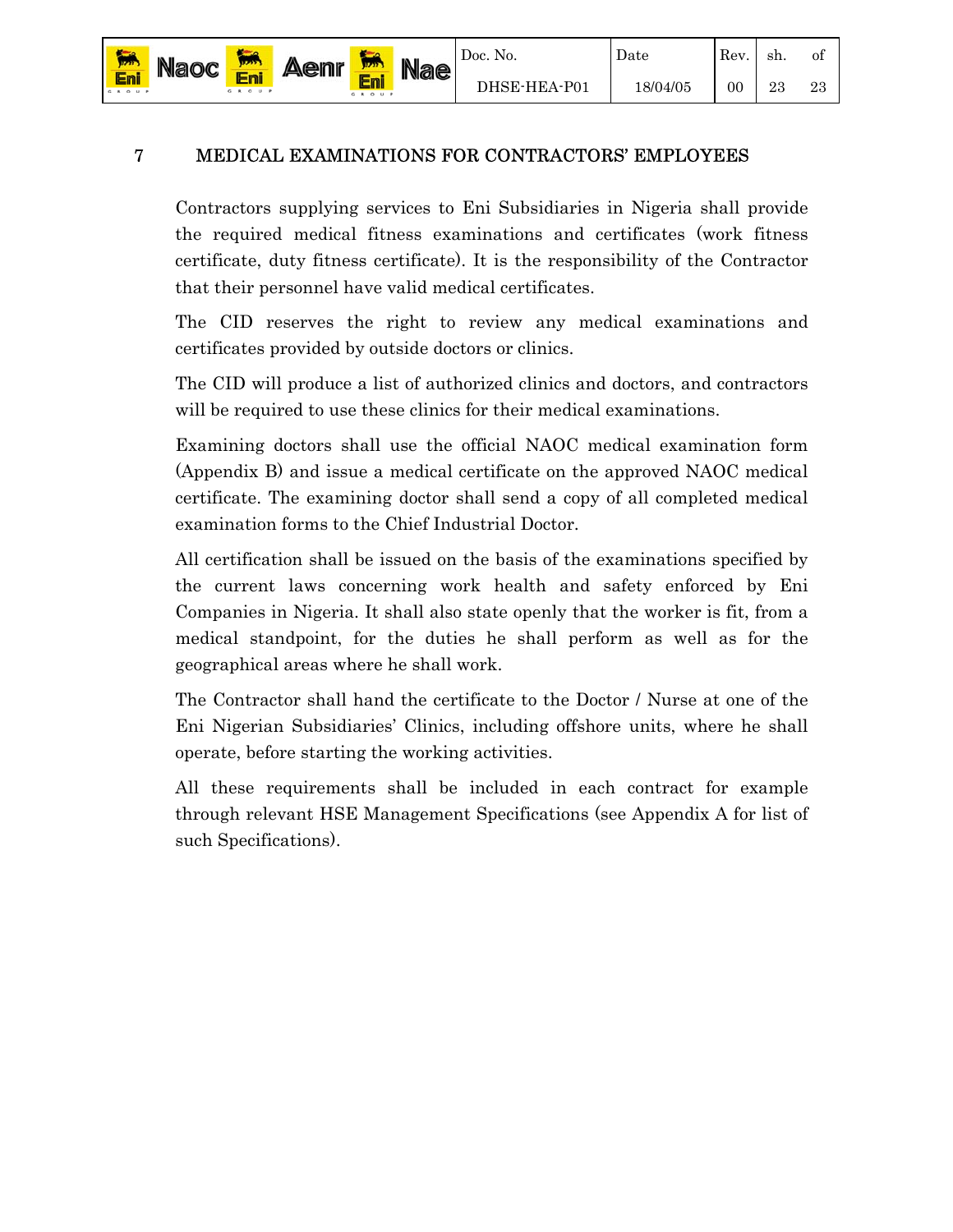## 7 MEDICAL EXAMINATIONS FOR CONTRACTORS' EMPLOYEES

Contractors supplying services to Eni Subsidiaries in Nigeria shall provide the required medical fitness examinations and certificates (work fitness certificate, duty fitness certificate). It is the responsibility of the Contractor that their personnel have valid medical certificates.

The CID reserves the right to review any medical examinations and certificates provided by outside doctors or clinics.

The CID will produce a list of authorized clinics and doctors, and contractors will be required to use these clinics for their medical examinations.

Examining doctors shall use the official NAOC medical examination form (Appendix B) and issue a medical certificate on the approved NAOC medical certificate. The examining doctor shall send a copy of all completed medical examination forms to the Chief Industrial Doctor.

All certification shall be issued on the basis of the examinations specified by the current laws concerning work health and safety enforced by Eni Companies in Nigeria. It shall also state openly that the worker is fit, from a medical standpoint, for the duties he shall perform as well as for the geographical areas where he shall work.

The Contractor shall hand the certificate to the Doctor / Nurse at one of the Eni Nigerian Subsidiaries' Clinics, including offshore units, where he shall operate, before starting the working activities.

All these requirements shall be included in each contract for example through relevant HSE Management Specifications (see Appendix A for list of such Specifications).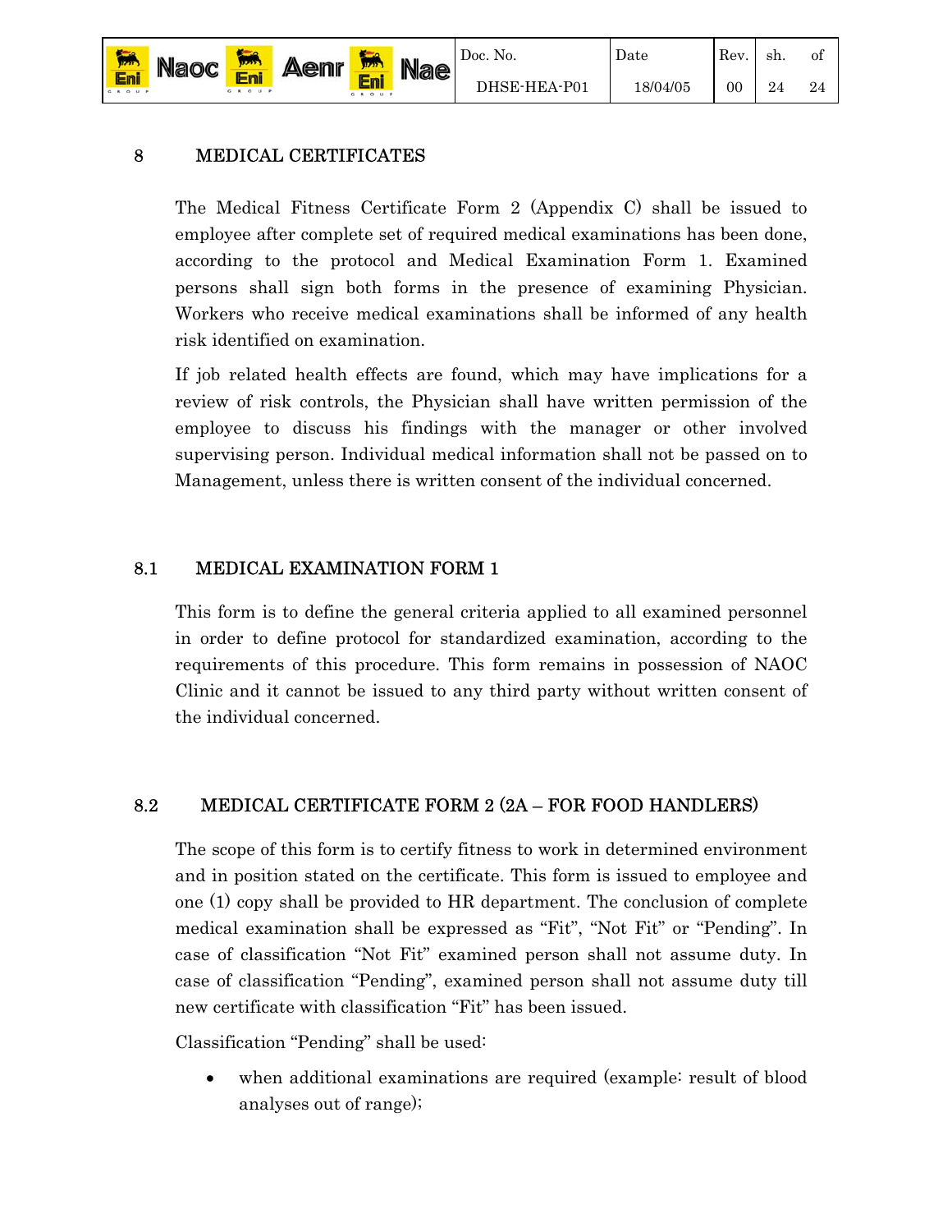## 8 MEDICAL CERTIFICATES

The Medical Fitness Certificate Form 2 (Appendix C) shall be issued to employee after complete set of required medical examinations has been done, according to the protocol and Medical Examination Form 1. Examined persons shall sign both forms in the presence of examining Physician. Workers who receive medical examinations shall be informed of any health risk identified on examination.

If job related health effects are found, which may have implications for a review of risk controls, the Physician shall have written permission of the employee to discuss his findings with the manager or other involved supervising person. Individual medical information shall not be passed on to Management, unless there is written consent of the individual concerned.

### 8.1 MEDICAL EXAMINATION FORM 1

This form is to define the general criteria applied to all examined personnel in order to define protocol for standardized examination, according to the requirements of this procedure. This form remains in possession of NAOC Clinic and it cannot be issued to any third party without written consent of the individual concerned.

### 8.2 MEDICAL CERTIFICATE FORM 2 (2A – FOR FOOD HANDLERS)

The scope of this form is to certify fitness to work in determined environment and in position stated on the certificate. This form is issued to employee and one (1) copy shall be provided to HR department. The conclusion of complete medical examination shall be expressed as "Fit", "Not Fit" or "Pending". In case of classification "Not Fit" examined person shall not assume duty. In case of classification "Pending", examined person shall not assume duty till new certificate with classification "Fit" has been issued.

Classification "Pending" shall be used:

- when additional examinations are required (example: result of blood analyses out of range);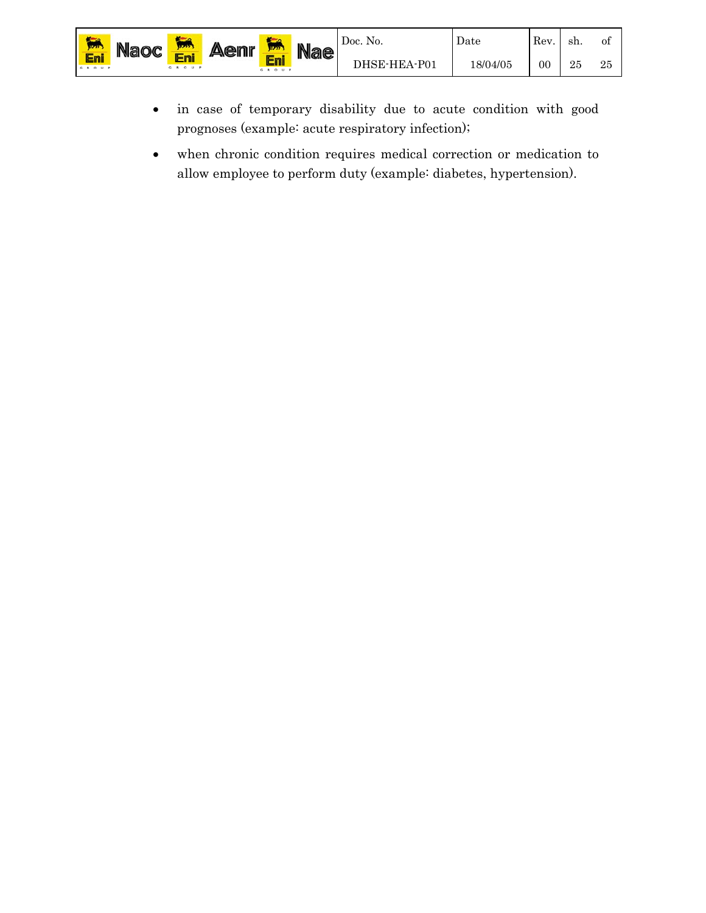- in case of temporary disability due to acute condition with good prognoses (example: acute respiratory infection);
- when chronic condition requires medical correction or medication to allow employee to perform duty (example: diabetes, hypertension).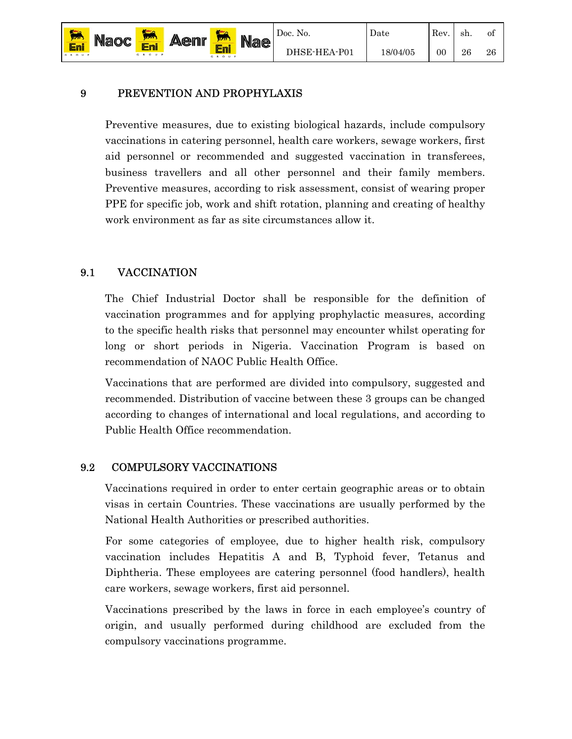## 9 PREVENTION AND PROPHYLAXIS

Preventive measures, due to existing biological hazards, include compulsory vaccinations in catering personnel, health care workers, sewage workers, first aid personnel or recommended and suggested vaccination in transferees, business travellers and all other personnel and their family members. Preventive measures, according to risk assessment, consist of wearing proper PPE for specific job, work and shift rotation, planning and creating of healthy work environment as far as site circumstances allow it.

### 9.1 VACCINATION

The Chief Industrial Doctor shall be responsible for the definition of vaccination programmes and for applying prophylactic measures, according to the specific health risks that personnel may encounter whilst operating for long or short periods in Nigeria. Vaccination Program is based on recommendation of NAOC Public Health Office.

Vaccinations that are performed are divided into compulsory, suggested and recommended. Distribution of vaccine between these 3 groups can be changed according to changes of international and local regulations, and according to Public Health Office recommendation.

### 9.2 COMPULSORY VACCINATIONS

Vaccinations required in order to enter certain geographic areas or to obtain visas in certain Countries. These vaccinations are usually performed by the National Health Authorities or prescribed authorities.

For some categories of employee, due to higher health risk, compulsory vaccination includes Hepatitis A and B, Typhoid fever, Tetanus and Diphtheria. These employees are catering personnel (food handlers), health care workers, sewage workers, first aid personnel.

Vaccinations prescribed by the laws in force in each employee's country of origin, and usually performed during childhood are excluded from the compulsory vaccinations programme.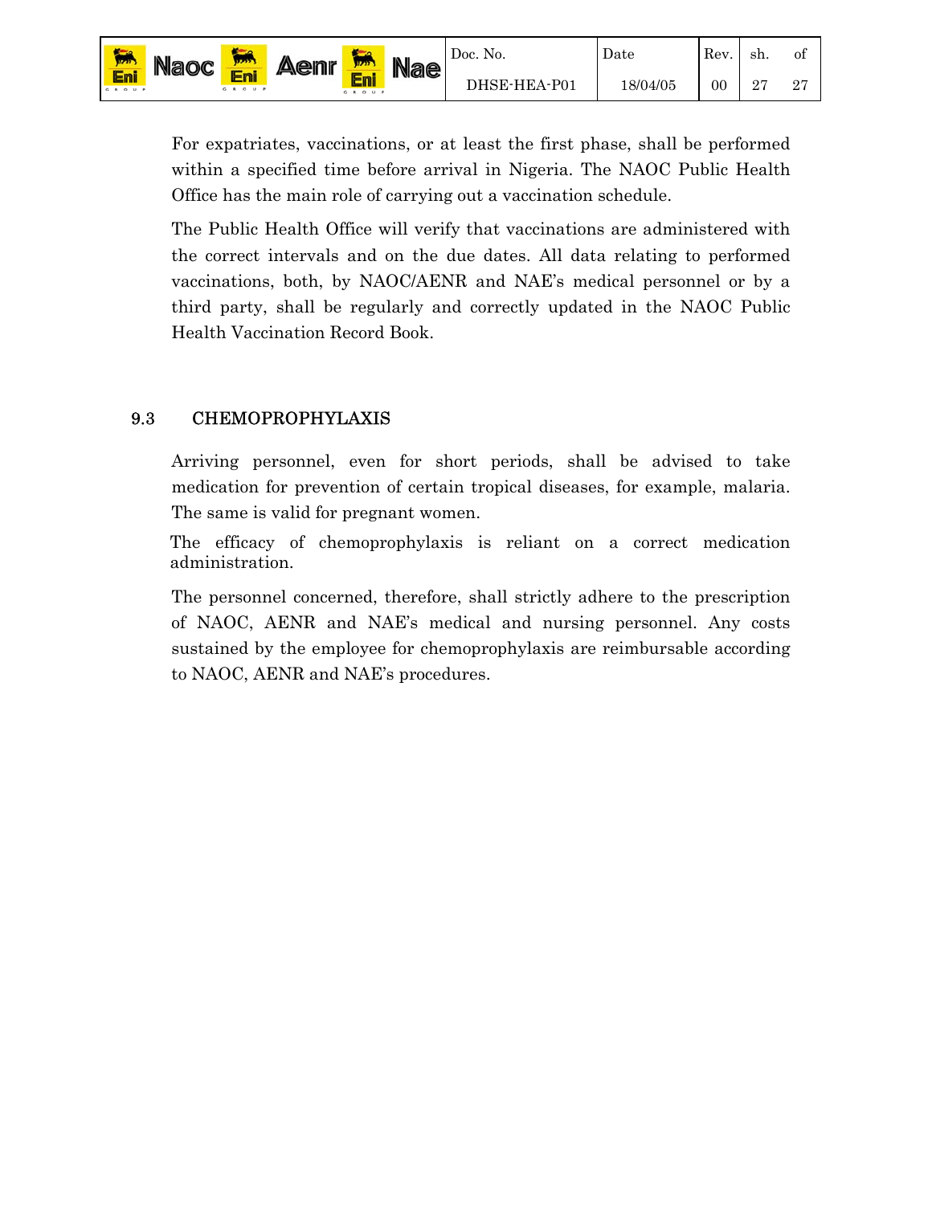For expatriates, vaccinations, or at least the first phase, shall be performed within a specified time before arrival in Nigeria. The NAOC Public Health Office has the main role of carrying out a vaccination schedule.

The Public Health Office will verify that vaccinations are administered with the correct intervals and on the due dates. All data relating to performed vaccinations, both, by NAOC/AENR and NAE's medical personnel or by a third party, shall be regularly and correctly updated in the NAOC Public Health Vaccination Record Book.

## 9.3 CHEMOPROPHYLAXIS

Arriving personnel, even for short periods, shall be advised to take medication for prevention of certain tropical diseases, for example, malaria. The same is valid for pregnant women.

The efficacy of chemoprophylaxis is reliant on a correct medication administration.

The personnel concerned, therefore, shall strictly adhere to the prescription of NAOC, AENR and NAE's medical and nursing personnel. Any costs sustained by the employee for chemoprophylaxis are reimbursable according to NAOC, AENR and NAE's procedures.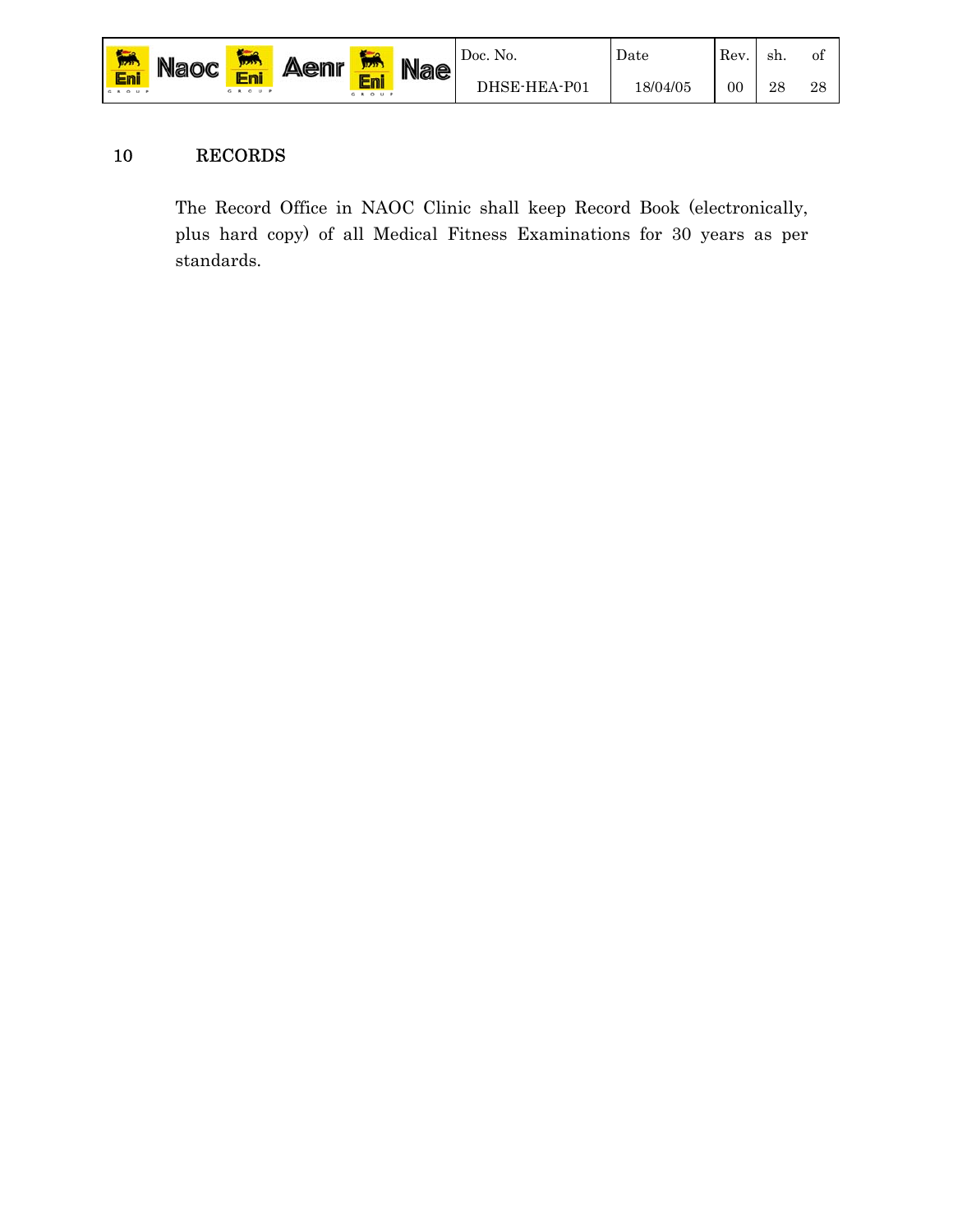## 10 RECORDS

The Record Office in NAOC Clinic shall keep Record Book (electronically, plus hard copy) of all Medical Fitness Examinations for 30 years as per standards.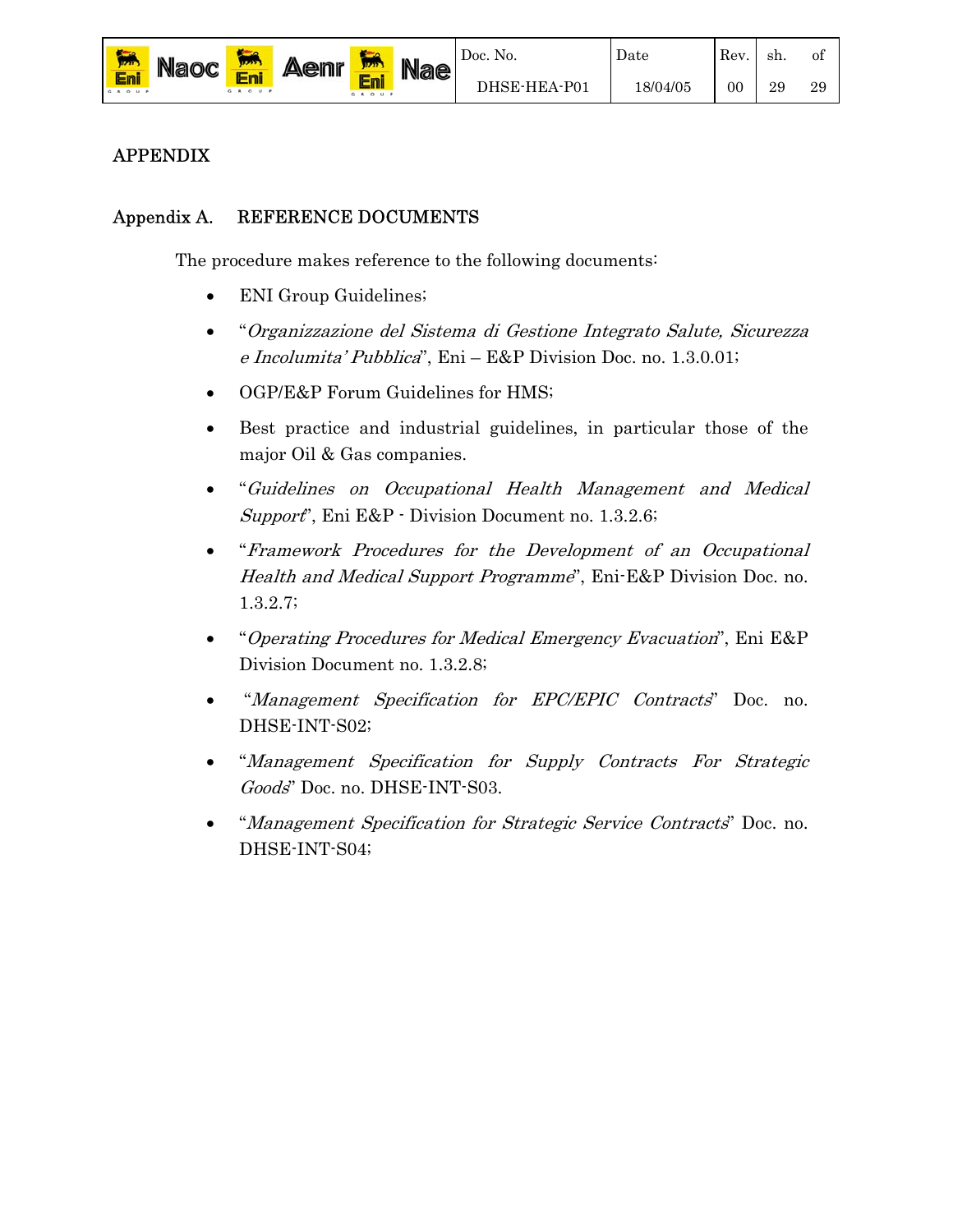# APPENDIX

## Appendix A. REFERENCE DOCUMENTS

The procedure makes reference to the following documents:

- ENI Group Guidelines;
- "*Organizzazione del Sistema di Gestione Integrato Salute, Sicurezza e Incolumita' Pubblica*", Eni – E&P Division Doc. no. 1.3.0.01;
- OGP/E&P Forum Guidelines for HMS;
- Best practice and industrial guidelines, in particular those of the major Oil & Gas companies.
- "*Guidelines on Occupational Health Management and Medical Support*", Eni E&P - Division Document no. 1.3.2.6;
- "*Framework Procedures for the Development of an Occupational Health and Medical Support Programme*", Eni-E&P Division Doc. no. 1.3.2.7;
- "*Operating Procedures for Medical Emergency Evacuation*", Eni E&P Division Document no. 1.3.2.8;
- "*Management Specification for EPC/EPIC Contracts*" Doc. no. DHSE-INT-S02;
- "*Management Specification for Supply Contracts For Strategic Goods*" Doc. no. DHSE-INT-S03.
- "*Management Specification for Strategic Service Contracts*" Doc. no. DHSE-INT-S04;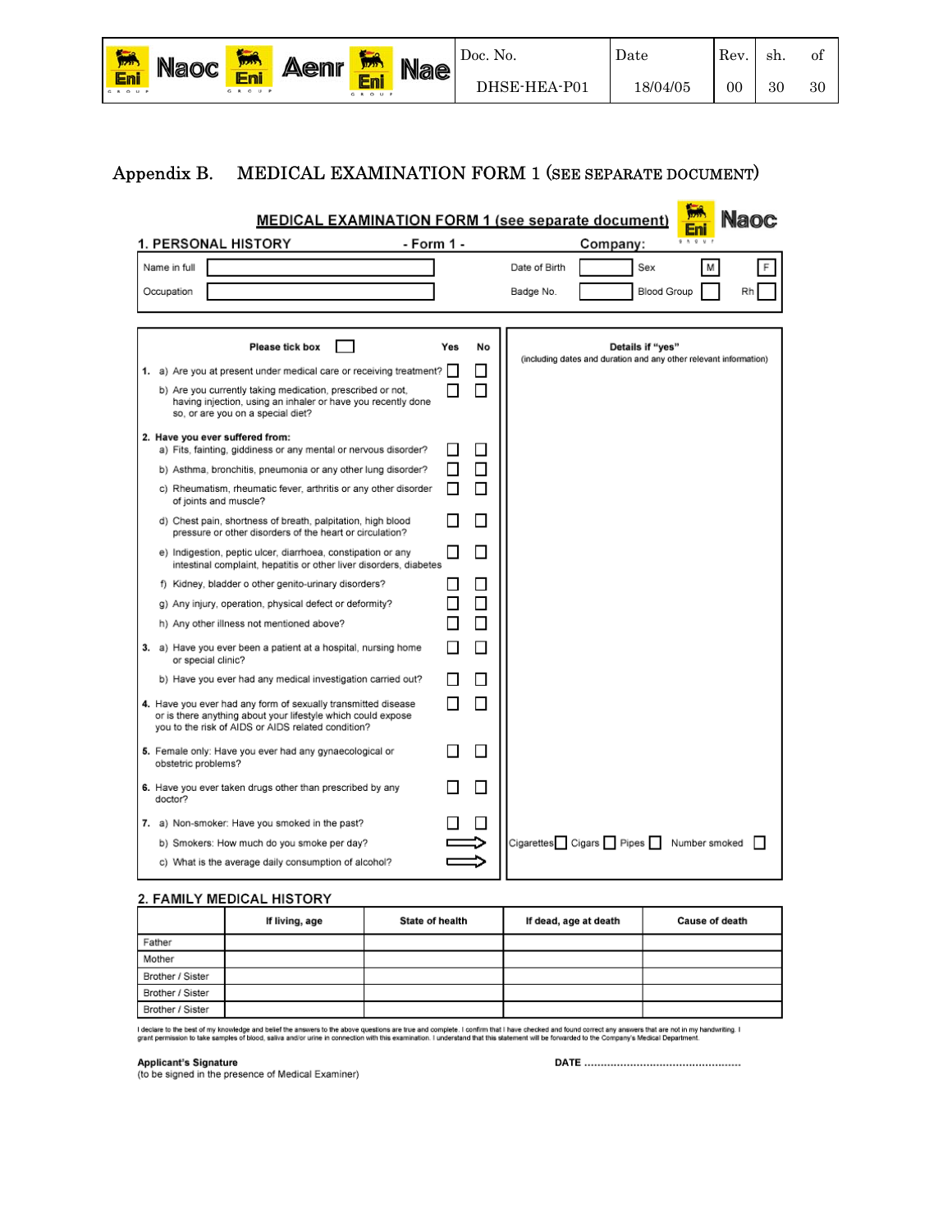## Appendix B. MEDICAL EXAMINATION FORM 1 (SEE SEPARATE DOCUMENT)

**MEDICAL EXAMINATION FORM 1 (see separate document)** Naoc

**1. PERSONAL HISTORY** - Form 1 - Company:

| | | | | | |
|---|---|---|---|---|---|
| Name in full | | Date of Birth | | Sex | M ☐ F ☐ |
| Occupation | | Badge No. | | Blood Group | ☐ Rh ☐ |

| Please tick box ☐ | Yes | No | Details if "yes" (including dates and duration and any other relevant information) |
|---|---|---|---|
| **1.** a) Are you at present under medical care or receiving treatment? | ☐ | ☐ | |
| b) Are you currently taking medication, prescribed or not, having injection, using an inhaler or have you recently done so, or are you on a special diet? | ☐ | ☐ | |
| **2. Have you ever suffered from:** | | | |
| a) Fits, fainting, giddiness or any mental or nervous disorder? | ☐ | ☐ | |
| b) Asthma, bronchitis, pneumonia or any other lung disorder? | ☐ | ☐ | |
| c) Rheumatism, rheumatic fever, arthritis or any other disorder of joints and muscle? | ☐ | ☐ | |
| d) Chest pain, shortness of breath, palpitation, high blood pressure or other disorders of the heart or circulation? | ☐ | ☐ | |
| e) Indigestion, peptic ulcer, diarrhoea, constipation or any intestinal complaint, hepatitis or other liver disorders, diabetes | ☐ | ☐ | |
| f) Kidney, bladder o other genito-urinary disorders? | ☐ | ☐ | |
| g) Any injury, operation, physical defect or deformity? | ☐ | ☐ | |
| h) Any other illness not mentioned above? | ☐ | ☐ | |
| **3.** a) Have you ever been a patient at a hospital, nursing home or special clinic? | ☐ | ☐ | |
| b) Have you ever had any medical investigation carried out? | ☐ | ☐ | |
| **4.** Have you ever had any form of sexually transmitted disease or is there anything about your lifestyle which could expose you to the risk of AIDS or AIDS related condition? | ☐ | ☐ | |
| **5.** Female only: Have you ever had any gynaecological or obstetric problems? | ☐ | ☐ | |
| **6.** Have you ever taken drugs other than prescribed by any doctor? | ☐ | ☐ | |
| **7.** a) Non-smoker: Have you smoked in the past? | ☐ | ☐ | |
| b) Smokers: How much do you smoke per day? | ⟹ | | Cigarettes ☐ Cigars ☐ Pipes ☐ Number smoked ☐ |
| c) What is the average daily consumption of alcohol? | ⟹ | | |

**2. FAMILY MEDICAL HISTORY**

| | If living, age | State of health | If dead, age at death | Cause of death |
|---|---|---|---|---|
| Father | | | | |
| Mother | | | | |
| Brother / Sister | | | | |
| Brother / Sister | | | | |
| Brother / Sister | | | | |

I declare to the best of my knowledge and belief the answers to the above questions are true and complete. I confirm that I have checked and found correct any answers that are not in my handwriting. I grant permission to take samples of blood, saliva and/or urine in connection with this examination. I understand that this statement will be forwarded to the Company's Medical Department.

**Applicant's Signature**
(to be signed in the presence of Medical Examiner)

**DATE** ..................................................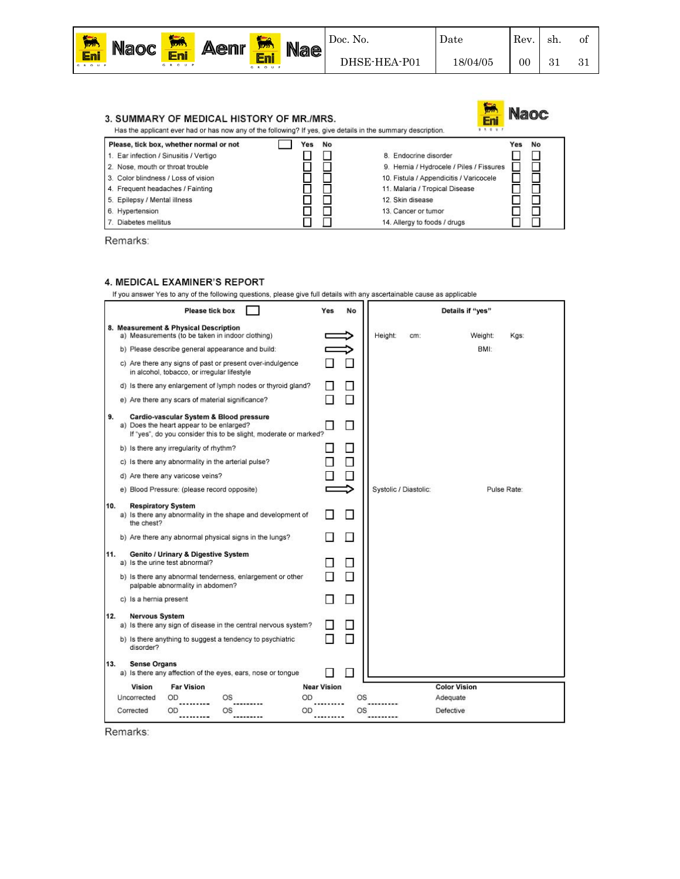## 3. SUMMARY OF MEDICAL HISTORY OF MR./MRS.

Has the applicant ever had or has now any of the following? If yes, give details in the summary description.

| Please, tick box, whether normal or not ☐ | Yes | No | | Yes | No |
|---|---|---|---|---|---|
| 1. Ear infection / Sinusitis / Vertigo | ☐ | ☐ | 8. Endocrine disorder | ☐ | ☐ |
| 2. Nose, mouth or throat trouble | ☐ | ☐ | 9. Hernia / Hydrocele / Piles / Fissures | ☐ | ☐ |
| 3. Color blindness / Loss of vision | ☐ | ☐ | 10. Fistula / Appendicitis / Varicocele | ☐ | ☐ |
| 4. Frequent headaches / Fainting | ☐ | ☐ | 11. Malaria / Tropical Disease | ☐ | ☐ |
| 5. Epilepsy / Mental illness | ☐ | ☐ | 12. Skin disease | ☐ | ☐ |
| 6. Hypertension | ☐ | ☐ | 13. Cancer or tumor | ☐ | ☐ |
| 7. Diabetes mellitus | ☐ | ☐ | 14. Allergy to foods / drugs | ☐ | ☐ |

Remarks:

## 4. MEDICAL EXAMINER'S REPORT

If you answer Yes to any of the following questions, please give full details with any ascertainable cause as applicable

| Please tick box ☐ | Yes | No | Details if "yes" |
|---|---|---|---|
| **8. Measurement & Physical Description** | | | |
| a) Measurements (to be taken in indoor clothing) | ⟹ | | Height: cm: Weight: Kgs: |
| b) Please describe general appearance and build: | ⟹ | | BMI: |
| c) Are there any signs of past or present over-indulgence in alcohol, tobacco, or irregular lifestyle | ☐ | ☐ | |
| d) Is there any enlargement of lymph nodes or thyroid gland? | ☐ | ☐ | |
| e) Are there any scars of material significance? | ☐ | ☐ | |
| **9. Cardio-vascular System & Blood pressure** | | | |
| a) Does the heart appear to be enlarged? If "yes", do you consider this to be slight, moderate or marked? | ☐ | ☐ | |
| b) Is there any irregularity of rhythm? | ☐ | ☐ | |
| c) Is there any abnormality in the arterial pulse? | ☐ | ☐ | |
| d) Are there any varicose veins? | ☐ | ☐ | |
| e) Blood Pressure: (please record opposite) | ⟹ | | Systolic / Diastolic: Pulse Rate: |
| **10. Respiratory System** | | | |
| a) Is there any abnormality in the shape and development of the chest? | ☐ | ☐ | |
| b) Are there any abnormal physical signs in the lungs? | ☐ | ☐ | |
| **11. Genito / Urinary & Digestive System** | | | |
| a) Is the urine test abnormal? | ☐ | ☐ | |
| b) Is there any abnormal tenderness, enlargement or other palpable abnormality in abdomen? | ☐ | ☐ | |
| c) Is a hernia present | ☐ | ☐ | |
| **12. Nervous System** | | | |
| a) Is there any sign of disease in the central nervous system? | ☐ | ☐ | |
| b) Is there anything to suggest a tendency to psychiatric disorder? | ☐ | ☐ | |
| **13. Sense Organs** | | | |
| a) Is there any affection of the eyes, ears, nose or tongue | ☐ | ☐ | |

| Vision | Far Vision | | Near Vision | | Color Vision |
|---|---|---|---|---|---|
| Uncorrected | OD --------- | OS --------- | OD --------- | OS --------- | Adequate |
| Corrected | OD --------- | OS --------- | OD --------- | OS --------- | Defective |

Remarks: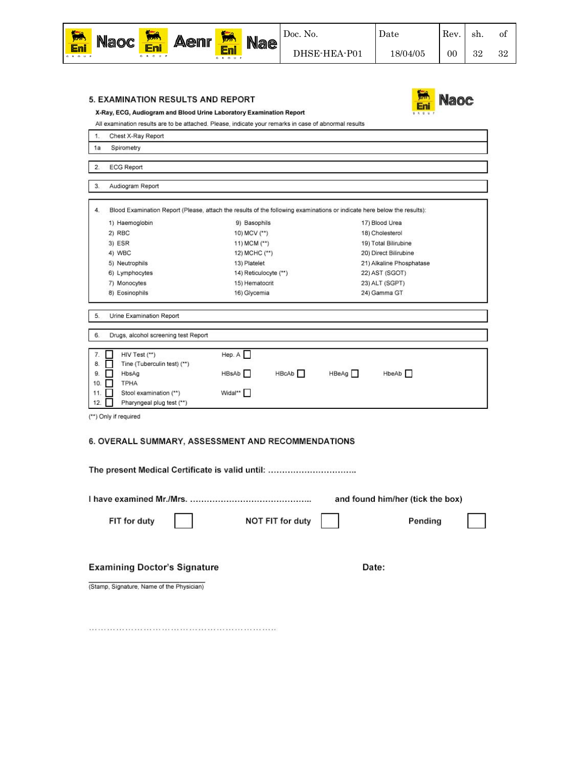## 5. EXAMINATION RESULTS AND REPORT

**X-Ray, ECG, Audiogram and Blood Urine Laboratory Examination Report**

All examination results are to be attached. Please, indicate your remarks in case of abnormal results

| | |
|---|---|
| 1. | Chest X-Ray Report |
| 1a | Spirometry |

| | |
|---|---|
| 2. | ECG Report |

| | |
|---|---|
| 3. | Audiogram Report |

4. Blood Examination Report (Please, attach the results of the following examinations or indicate here below the results):

| | | |
|---|---|---|
| 1) Haemoglobin | 9) Basophils | 17) Blood Urea |
| 2) RBC | 10) MCV (**) | 18) Cholesterol |
| 3) ESR | 11) MCM (**) | 19) Total Bilirubine |
| 4) WBC | 12) MCHC (**) | 20) Direct Bilirubine |
| 5) Neutrophils | 13) Platelet | 21) Alkaline Phosphatase |
| 6) Lymphocytes | 14) Reticulocyte (**) | 22) AST (SGOT) |
| 7) Monocytes | 15) Hematocrit | 23) ALT (SGPT) |
| 8) Eosinophils | 16) Glycemia | 24) Gamma GT |

| | |
|---|---|
| 5. | Urine Examination Report |

| | |
|---|---|
| 6. | Drugs, alcohol screening test Report |

| | | | | | | |
|---|---|---|---|---|---|---|
| 7. ☐ | HIV Test (**) | Hep. A ☐ | | | | |
| 8. ☐ | Tine (Tuberculin test) (**) | | | | | |
| 9. ☐ | HbsAg | HBsAb ☐ | HBcAb ☐ | HBeAg ☐ | HbeAb ☐ | |
| 10. ☐ | TPHA | | | | | |
| 11. ☐ | Stool examination (**) | Widal** ☐ | | | | |
| 12. ☐ | Pharyngeal plug test (**) | | | | | |

(**) Only if required

## 6. OVERALL SUMMARY, ASSESSMENT AND RECOMMENDATIONS

**The present Medical Certificate is valid until: …………………………..**

**I have examined Mr./Mrs. …………………………………….. and found him/her (tick the box)**

**FIT for duty** ☐ **NOT FIT for duty** ☐ **Pending** ☐

**Examining Doctor's Signature** **Date:**

(Stamp, Signature, Name of the Physician)

…………………………………………………………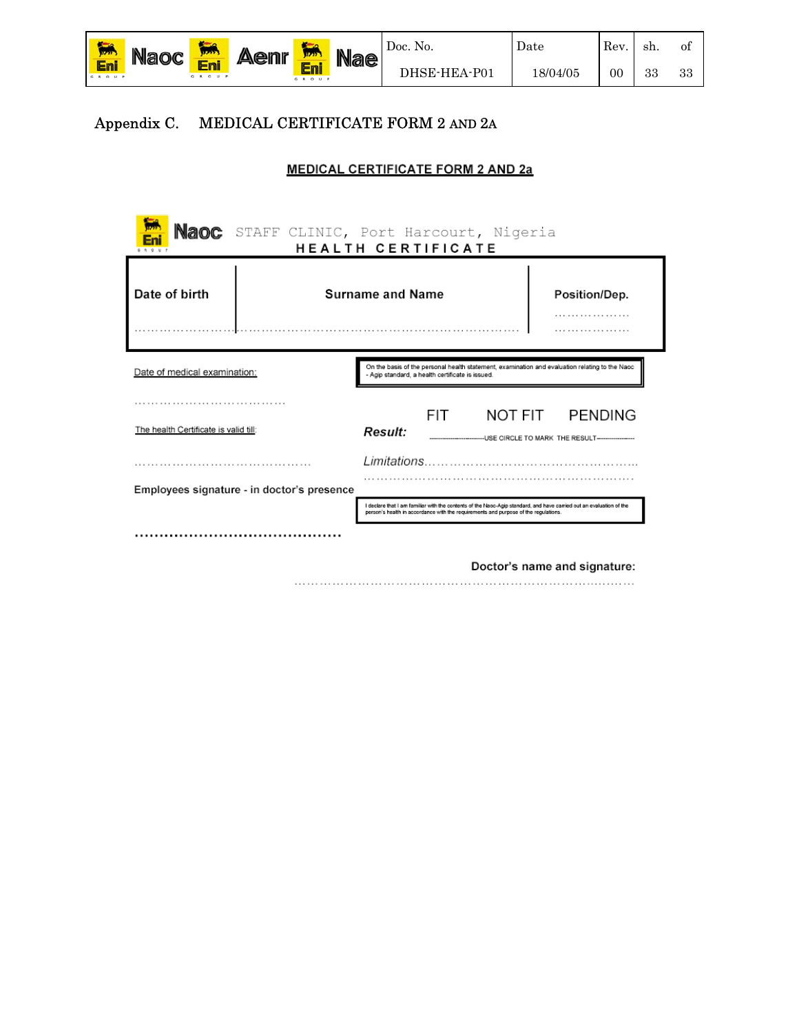## Appendix C. MEDICAL CERTIFICATE FORM 2 AND 2A

**MEDICAL CERTIFICATE FORM 2 AND 2a**

Naoc STAFF CLINIC, Port Harcourt, Nigeria

**HEALTH CERTIFICATE**

| Date of birth | Surname and Name | Position/Dep. |
| --- | --- | --- |
| ……………… | ……………………………………………………… | ……………… ……………… |

Date of medical examination:

…………………………………

On the basis of the personal health statement, examination and evaluation relating to the Naoc - Agip standard, a health certificate is issued.

The health Certificate is valid till:

……………………………………

*Result:* FIT NOT FIT PENDING

-----USE CIRCLE TO MARK THE RESULT-----

*Limitations*…………………………………………………

……………………………………………………………

**Employees signature - in doctor's presence**

**……………………………………**

I declare that I am familiar with the contents of the Naoc-Agip standard, and have carried out an evaluation of the person's health in accordance with the requirements and purpose of the regulations.

**Doctor's name and signature:**

……………………………………………………………………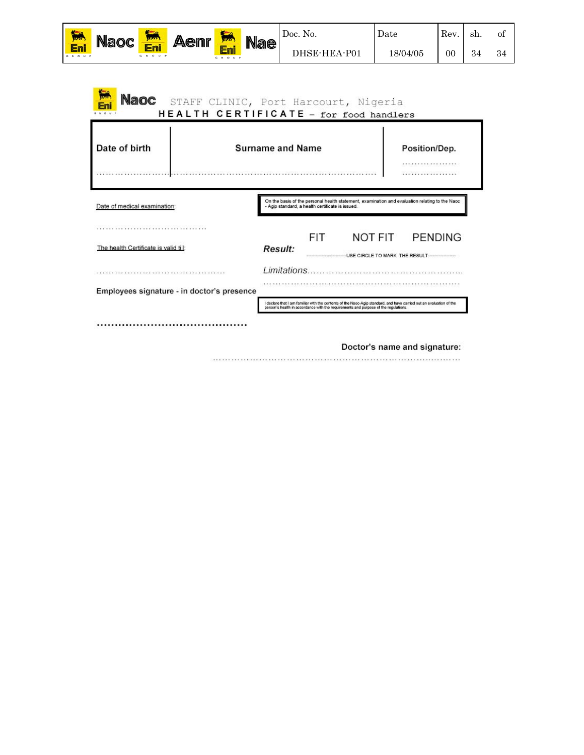**Naoc** STAFF CLINIC, Port Harcourt, Nigeria

## HEALTH CERTIFICATE – for food handlers

| Date of birth | Surname and Name | Position/Dep. |
|---|---|---|
| ………………… | ……………………………………………………… | ……………… ……………… |

Date of medical examination:

………………………………

On the basis of the personal health statement, examination and evaluation relating to the Naoc - Agip standard, a health certificate is issued.

**Result:** FIT NOT FIT PENDING

-----USE CIRCLE TO MARK THE RESULT-----

The health Certificate is valid till:

……………………………………

*Limitations*……………………………………………… ………………………………………………………………

Employees signature - in doctor's presence

……………………………………

I declare that I am familiar with the contents of the Naoc-Agip standard, and have carried out an evaluation of the person's health in accordance with the requirements and purpose of the regulations.

**Doctor's name and signature:**

…………………………………………………………………………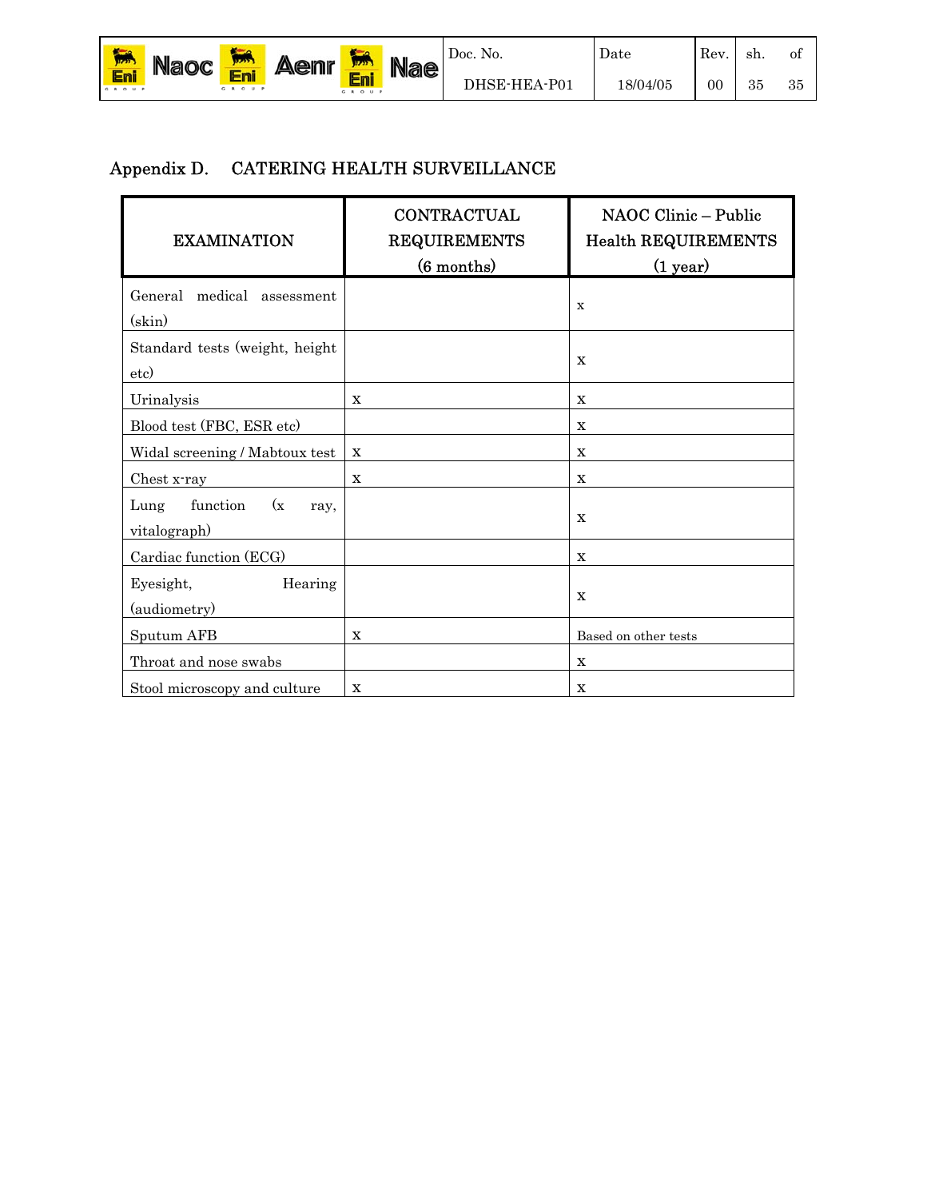## Appendix D. CATERING HEALTH SURVEILLANCE

| EXAMINATION | CONTRACTUAL REQUIREMENTS (6 months) | NAOC Clinic – Public Health REQUIREMENTS (1 year) |
|---|---|---|
| General medical assessment (skin) | | x |
| Standard tests (weight, height etc) | | x |
| Urinalysis | x | x |
| Blood test (FBC, ESR etc) | | x |
| Widal screening / Mabtoux test | x | x |
| Chest x-ray | x | x |
| Lung function (x ray, vitalograph) | | x |
| Cardiac function (ECG) | | x |
| Eyesight, Hearing (audiometry) | | x |
| Sputum AFB | x | Based on other tests |
| Throat and nose swabs | | x |
| Stool microscopy and culture | x | x |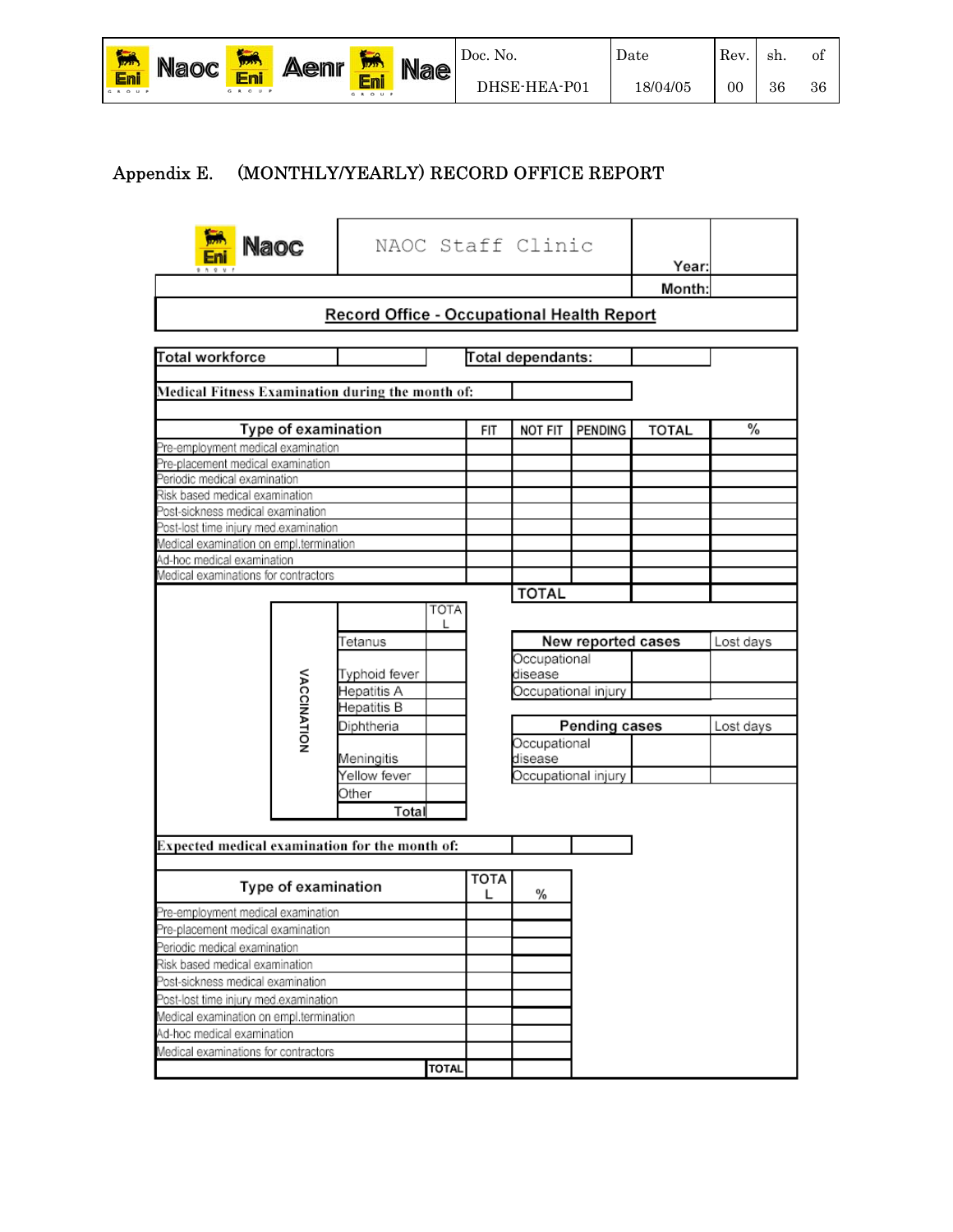## Appendix E. (MONTHLY/YEARLY) RECORD OFFICE REPORT

| Naoc | NAOC Staff Clinic | Year: | |
|---|---|---|---|
| | | Month: | |

**Record Office - Occupational Health Report**

| Total workforce | | Total dependants: | |
|---|---|---|---|

Medical Fitness Examination during the month of:

| Type of examination | FIT | NOT FIT | PENDING | TOTAL | % |
|---|---|---|---|---|---|
| Pre-employment medical examination | | | | | |
| Pre-placement medical examination | | | | | |
| Periodic medical examination | | | | | |
| Risk based medical examination | | | | | |
| Post-sickness medical examination | | | | | |
| Post-lost time injury med.examination | | | | | |
| Medical examination on empl.termination | | | | | |
| Ad-hoc medical examination | | | | | |
| Medical examinations for contractors | | | | | |
| | | TOTAL | | | |

| VACCINATION | TOTAL |
|---|---|
| Tetanus | |
| Typhoid fever | |
| Hepatitis A | |
| Hepatitis B | |
| Diphtheria | |
| Meningitis | |
| Yellow fever | |
| Other | |
| Total | |

| New reported cases | | Lost days |
|---|---|---|
| Occupational disease | | |
| Occupational injury | | |

| Pending cases | | Lost days |
|---|---|---|
| Occupational disease | | |
| Occupational injury | | |

Expected medical examination for the month of:

| Type of examination | TOTAL | % |
|---|---|---|
| Pre-employment medical examination | | |
| Pre-placement medical examination | | |
| Periodic medical examination | | |
| Risk based medical examination | | |
| Post-sickness medical examination | | |
| Post-lost time injury med.examination | | |
| Medical examination on empl.termination | | |
| Ad-hoc medical examination | | |
| Medical examinations for contractors | | |
| TOTAL | | |